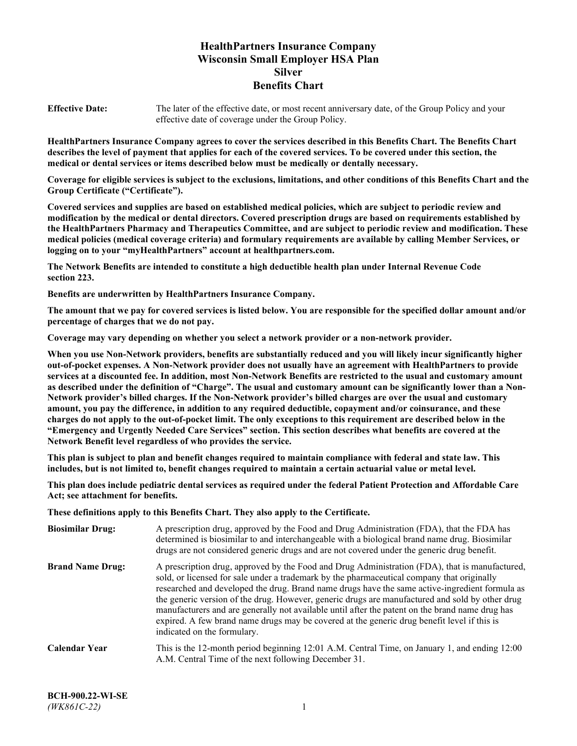# HealthPartners Insurance Company
# Wisconsin Small Employer HSA Plan
# Silver
# Benefits Chart

**Effective Date:** The later of the effective date, or most recent anniversary date, of the Group Policy and your effective date of coverage under the Group Policy.

**HealthPartners Insurance Company agrees to cover the services described in this Benefits Chart. The Benefits Chart describes the level of payment that applies for each of the covered services. To be covered under this section, the medical or dental services or items described below must be medically or dentally necessary.**

**Coverage for eligible services is subject to the exclusions, limitations, and other conditions of this Benefits Chart and the Group Certificate ("Certificate").**

**Covered services and supplies are based on established medical policies, which are subject to periodic review and modification by the medical or dental directors. Covered prescription drugs are based on requirements established by the HealthPartners Pharmacy and Therapeutics Committee, and are subject to periodic review and modification. These medical policies (medical coverage criteria) and formulary requirements are available by calling Member Services, or logging on to your "myHealthPartners" account at healthpartners.com.**

**The Network Benefits are intended to constitute a high deductible health plan under Internal Revenue Code section 223.**

**Benefits are underwritten by HealthPartners Insurance Company.**

**The amount that we pay for covered services is listed below. You are responsible for the specified dollar amount and/or percentage of charges that we do not pay.**

**Coverage may vary depending on whether you select a network provider or a non-network provider.**

**When you use Non-Network providers, benefits are substantially reduced and you will likely incur significantly higher out-of-pocket expenses. A Non-Network provider does not usually have an agreement with HealthPartners to provide services at a discounted fee. In addition, most Non-Network Benefits are restricted to the usual and customary amount as described under the definition of "Charge". The usual and customary amount can be significantly lower than a Non-Network provider's billed charges. If the Non-Network provider's billed charges are over the usual and customary amount, you pay the difference, in addition to any required deductible, copayment and/or coinsurance, and these charges do not apply to the out-of-pocket limit. The only exceptions to this requirement are described below in the "Emergency and Urgently Needed Care Services" section. This section describes what benefits are covered at the Network Benefit level regardless of who provides the service.**

**This plan is subject to plan and benefit changes required to maintain compliance with federal and state law. This includes, but is not limited to, benefit changes required to maintain a certain actuarial value or metal level.**

**This plan does include pediatric dental services as required under the federal Patient Protection and Affordable Care Act; see attachment for benefits.**

**These definitions apply to this Benefits Chart. They also apply to the Certificate.**

**Biosimilar Drug:** A prescription drug, approved by the Food and Drug Administration (FDA), that the FDA has determined is biosimilar to and interchangeable with a biological brand name drug. Biosimilar drugs are not considered generic drugs and are not covered under the generic drug benefit.

**Brand Name Drug:** A prescription drug, approved by the Food and Drug Administration (FDA), that is manufactured, sold, or licensed for sale under a trademark by the pharmaceutical company that originally researched and developed the drug. Brand name drugs have the same active-ingredient formula as the generic version of the drug. However, generic drugs are manufactured and sold by other drug manufacturers and are generally not available until after the patent on the brand name drug has expired. A few brand name drugs may be covered at the generic drug benefit level if this is indicated on the formulary.

**Calendar Year** This is the 12-month period beginning 12:01 A.M. Central Time, on January 1, and ending 12:00 A.M. Central Time of the next following December 31.

**BCH-900.22-WI-SE**
*(WK861C-22)*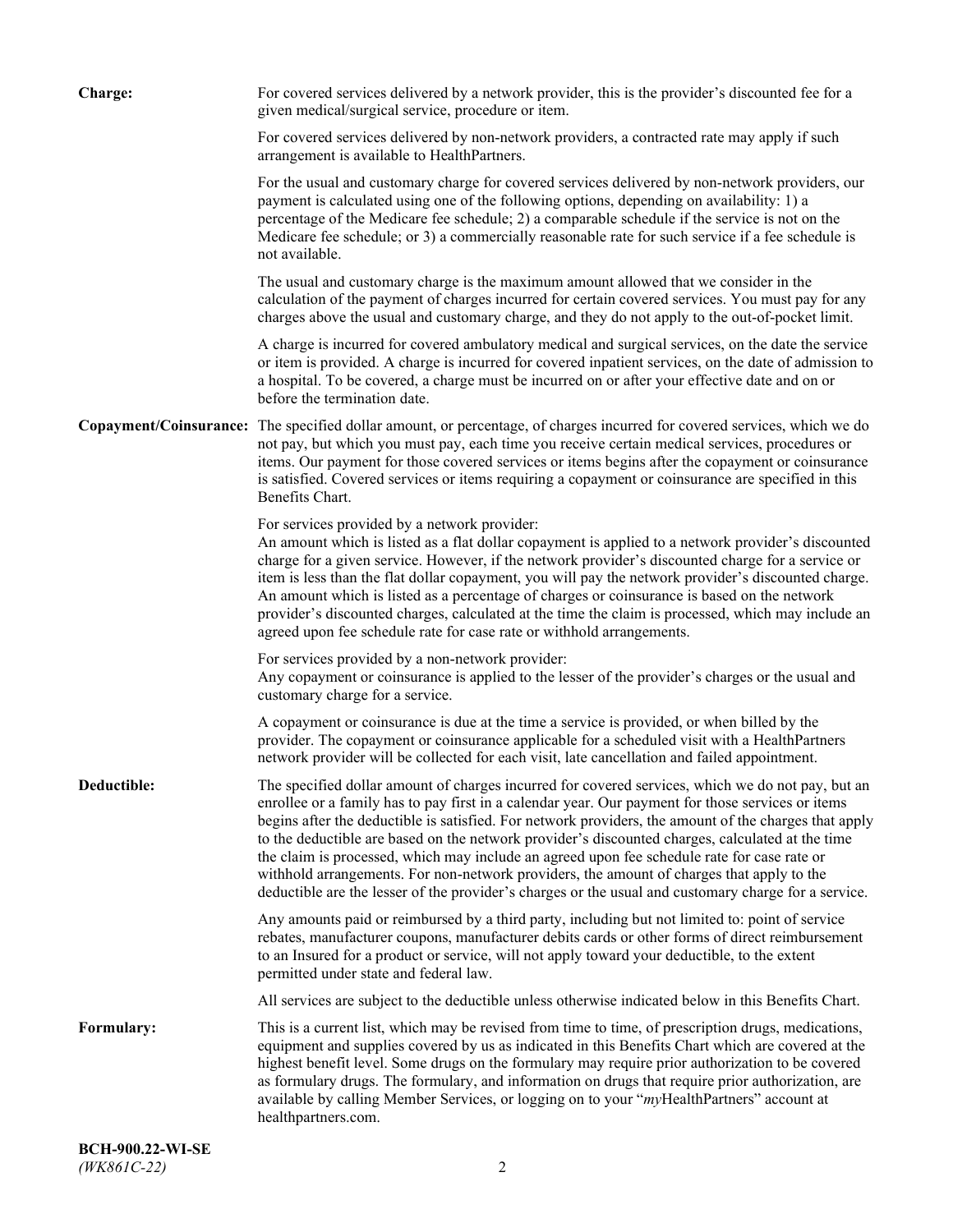**Charge:** For covered services delivered by a network provider, this is the provider's discounted fee for a given medical/surgical service, procedure or item.

For covered services delivered by non-network providers, a contracted rate may apply if such arrangement is available to HealthPartners.

For the usual and customary charge for covered services delivered by non-network providers, our payment is calculated using one of the following options, depending on availability: 1) a percentage of the Medicare fee schedule; 2) a comparable schedule if the service is not on the Medicare fee schedule; or 3) a commercially reasonable rate for such service if a fee schedule is not available.

The usual and customary charge is the maximum amount allowed that we consider in the calculation of the payment of charges incurred for certain covered services. You must pay for any charges above the usual and customary charge, and they do not apply to the out-of-pocket limit.

A charge is incurred for covered ambulatory medical and surgical services, on the date the service or item is provided. A charge is incurred for covered inpatient services, on the date of admission to a hospital. To be covered, a charge must be incurred on or after your effective date and on or before the termination date.

**Copayment/Coinsurance:** The specified dollar amount, or percentage, of charges incurred for covered services, which we do not pay, but which you must pay, each time you receive certain medical services, procedures or items. Our payment for those covered services or items begins after the copayment or coinsurance is satisfied. Covered services or items requiring a copayment or coinsurance are specified in this Benefits Chart.

For services provided by a network provider:
An amount which is listed as a flat dollar copayment is applied to a network provider's discounted charge for a given service. However, if the network provider's discounted charge for a service or item is less than the flat dollar copayment, you will pay the network provider's discounted charge. An amount which is listed as a percentage of charges or coinsurance is based on the network provider's discounted charges, calculated at the time the claim is processed, which may include an agreed upon fee schedule rate for case rate or withhold arrangements.

For services provided by a non-network provider:
Any copayment or coinsurance is applied to the lesser of the provider's charges or the usual and customary charge for a service.

A copayment or coinsurance is due at the time a service is provided, or when billed by the provider. The copayment or coinsurance applicable for a scheduled visit with a HealthPartners network provider will be collected for each visit, late cancellation and failed appointment.

**Deductible:** The specified dollar amount of charges incurred for covered services, which we do not pay, but an enrollee or a family has to pay first in a calendar year. Our payment for those services or items begins after the deductible is satisfied. For network providers, the amount of the charges that apply to the deductible are based on the network provider's discounted charges, calculated at the time the claim is processed, which may include an agreed upon fee schedule rate for case rate or withhold arrangements. For non-network providers, the amount of charges that apply to the deductible are the lesser of the provider's charges or the usual and customary charge for a service.

Any amounts paid or reimbursed by a third party, including but not limited to: point of service rebates, manufacturer coupons, manufacturer debits cards or other forms of direct reimbursement to an Insured for a product or service, will not apply toward your deductible, to the extent permitted under state and federal law.

All services are subject to the deductible unless otherwise indicated below in this Benefits Chart.

**Formulary:** This is a current list, which may be revised from time to time, of prescription drugs, medications, equipment and supplies covered by us as indicated in this Benefits Chart which are covered at the highest benefit level. Some drugs on the formulary may require prior authorization to be covered as formulary drugs. The formulary, and information on drugs that require prior authorization, are available by calling Member Services, or logging on to your "*my*HealthPartners" account at healthpartners.com.

**BCH-900.22-WI-SE**
*(WK861C-22)*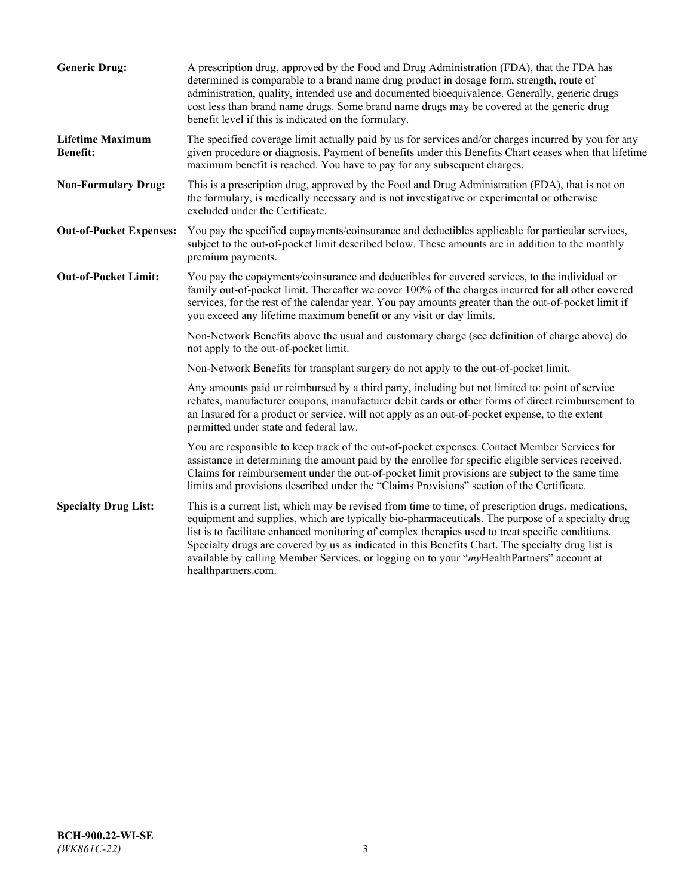**Generic Drug:** A prescription drug, approved by the Food and Drug Administration (FDA), that the FDA has determined is comparable to a brand name drug product in dosage form, strength, route of administration, quality, intended use and documented bioequivalence. Generally, generic drugs cost less than brand name drugs. Some brand name drugs may be covered at the generic drug benefit level if this is indicated on the formulary.

**Lifetime Maximum Benefit:** The specified coverage limit actually paid by us for services and/or charges incurred by you for any given procedure or diagnosis. Payment of benefits under this Benefits Chart ceases when that lifetime maximum benefit is reached. You have to pay for any subsequent charges.

**Non-Formulary Drug:** This is a prescription drug, approved by the Food and Drug Administration (FDA), that is not on the formulary, is medically necessary and is not investigative or experimental or otherwise excluded under the Certificate.

**Out-of-Pocket Expenses:** You pay the specified copayments/coinsurance and deductibles applicable for particular services, subject to the out-of-pocket limit described below. These amounts are in addition to the monthly premium payments.

**Out-of-Pocket Limit:** You pay the copayments/coinsurance and deductibles for covered services, to the individual or family out-of-pocket limit. Thereafter we cover 100% of the charges incurred for all other covered services, for the rest of the calendar year. You pay amounts greater than the out-of-pocket limit if you exceed any lifetime maximum benefit or any visit or day limits.

Non-Network Benefits above the usual and customary charge (see definition of charge above) do not apply to the out-of-pocket limit.

Non-Network Benefits for transplant surgery do not apply to the out-of-pocket limit.

Any amounts paid or reimbursed by a third party, including but not limited to: point of service rebates, manufacturer coupons, manufacturer debit cards or other forms of direct reimbursement to an Insured for a product or service, will not apply as an out-of-pocket expense, to the extent permitted under state and federal law.

You are responsible to keep track of the out-of-pocket expenses. Contact Member Services for assistance in determining the amount paid by the enrollee for specific eligible services received. Claims for reimbursement under the out-of-pocket limit provisions are subject to the same time limits and provisions described under the "Claims Provisions" section of the Certificate.

**Specialty Drug List:** This is a current list, which may be revised from time to time, of prescription drugs, medications, equipment and supplies, which are typically bio-pharmaceuticals. The purpose of a specialty drug list is to facilitate enhanced monitoring of complex therapies used to treat specific conditions. Specialty drugs are covered by us as indicated in this Benefits Chart. The specialty drug list is available by calling Member Services, or logging on to your "*my*HealthPartners" account at healthpartners.com.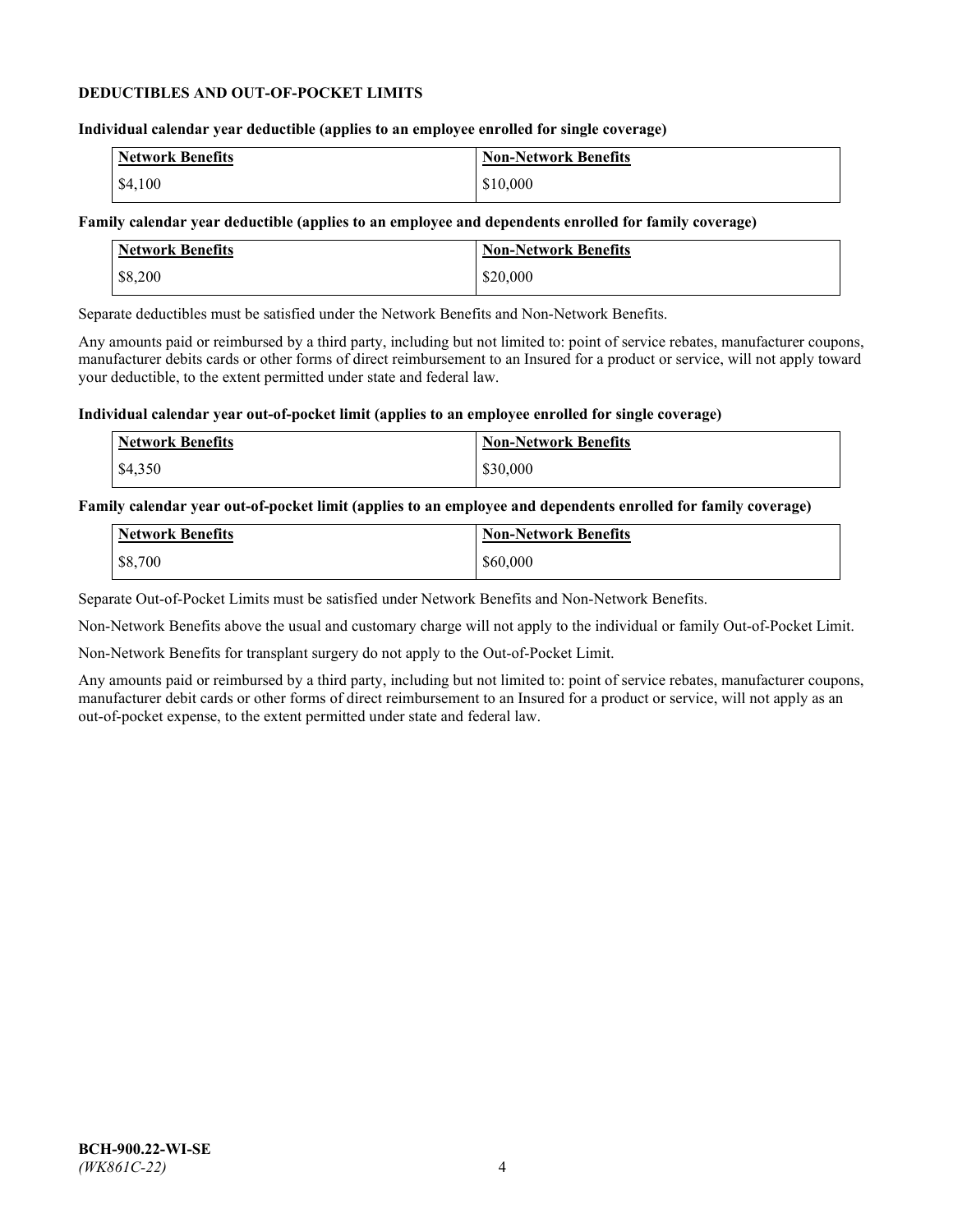**DEDUCTIBLES AND OUT-OF-POCKET LIMITS**

**Individual calendar year deductible (applies to an employee enrolled for single coverage)**

| Network Benefits | Non-Network Benefits |
|---|---|
| $4,100 | $10,000 |

**Family calendar year deductible (applies to an employee and dependents enrolled for family coverage)**

| Network Benefits | Non-Network Benefits |
|---|---|
| $8,200 | $20,000 |

Separate deductibles must be satisfied under the Network Benefits and Non-Network Benefits.

Any amounts paid or reimbursed by a third party, including but not limited to: point of service rebates, manufacturer coupons, manufacturer debits cards or other forms of direct reimbursement to an Insured for a product or service, will not apply toward your deductible, to the extent permitted under state and federal law.

**Individual calendar year out-of-pocket limit (applies to an employee enrolled for single coverage)**

| Network Benefits | Non-Network Benefits |
|---|---|
| $4,350 | $30,000 |

**Family calendar year out-of-pocket limit (applies to an employee and dependents enrolled for family coverage)**

| Network Benefits | Non-Network Benefits |
|---|---|
| $8,700 | $60,000 |

Separate Out-of-Pocket Limits must be satisfied under Network Benefits and Non-Network Benefits.

Non-Network Benefits above the usual and customary charge will not apply to the individual or family Out-of-Pocket Limit.

Non-Network Benefits for transplant surgery do not apply to the Out-of-Pocket Limit.

Any amounts paid or reimbursed by a third party, including but not limited to: point of service rebates, manufacturer coupons, manufacturer debit cards or other forms of direct reimbursement to an Insured for a product or service, will not apply as an out-of-pocket expense, to the extent permitted under state and federal law.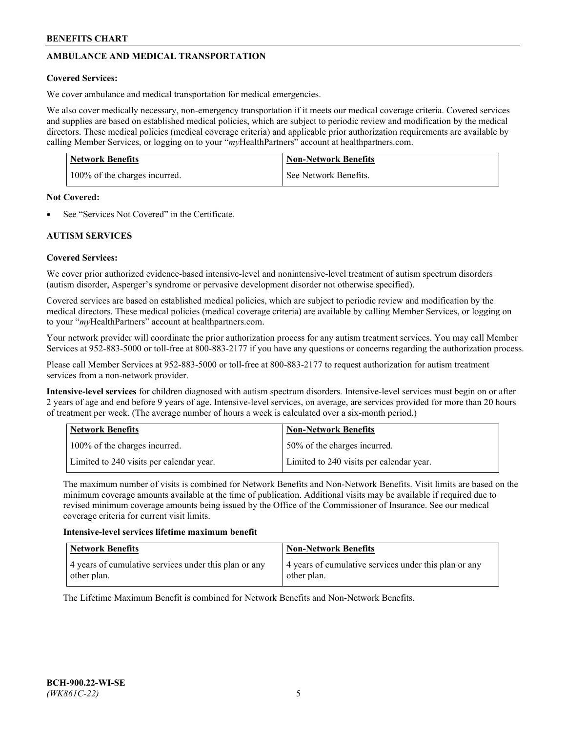## AMBULANCE AND MEDICAL TRANSPORTATION

**Covered Services:**

We cover ambulance and medical transportation for medical emergencies.

We also cover medically necessary, non-emergency transportation if it meets our medical coverage criteria. Covered services and supplies are based on established medical policies, which are subject to periodic review and modification by the medical directors. These medical policies (medical coverage criteria) and applicable prior authorization requirements are available by calling Member Services, or logging on to your "*my*HealthPartners" account at healthpartners.com.

| Network Benefits | Non-Network Benefits |
|---|---|
| 100% of the charges incurred. | See Network Benefits. |

**Not Covered:**

- See "Services Not Covered" in the Certificate.

## AUTISM SERVICES

**Covered Services:**

We cover prior authorized evidence-based intensive-level and nonintensive-level treatment of autism spectrum disorders (autism disorder, Asperger's syndrome or pervasive development disorder not otherwise specified).

Covered services are based on established medical policies, which are subject to periodic review and modification by the medical directors. These medical policies (medical coverage criteria) are available by calling Member Services, or logging on to your "*my*HealthPartners" account at healthpartners.com.

Your network provider will coordinate the prior authorization process for any autism treatment services. You may call Member Services at 952-883-5000 or toll-free at 800-883-2177 if you have any questions or concerns regarding the authorization process.

Please call Member Services at 952-883-5000 or toll-free at 800-883-2177 to request authorization for autism treatment services from a non-network provider.

**Intensive-level services** for children diagnosed with autism spectrum disorders. Intensive-level services must begin on or after 2 years of age and end before 9 years of age. Intensive-level services, on average, are services provided for more than 20 hours of treatment per week. (The average number of hours a week is calculated over a six-month period.)

| Network Benefits | Non-Network Benefits |
|---|---|
| 100% of the charges incurred. | 50% of the charges incurred. |
| Limited to 240 visits per calendar year. | Limited to 240 visits per calendar year. |

The maximum number of visits is combined for Network Benefits and Non-Network Benefits. Visit limits are based on the minimum coverage amounts available at the time of publication. Additional visits may be available if required due to revised minimum coverage amounts being issued by the Office of the Commissioner of Insurance. See our medical coverage criteria for current visit limits.

**Intensive-level services lifetime maximum benefit**

| Network Benefits | Non-Network Benefits |
|---|---|
| 4 years of cumulative services under this plan or any other plan. | 4 years of cumulative services under this plan or any other plan. |

The Lifetime Maximum Benefit is combined for Network Benefits and Non-Network Benefits.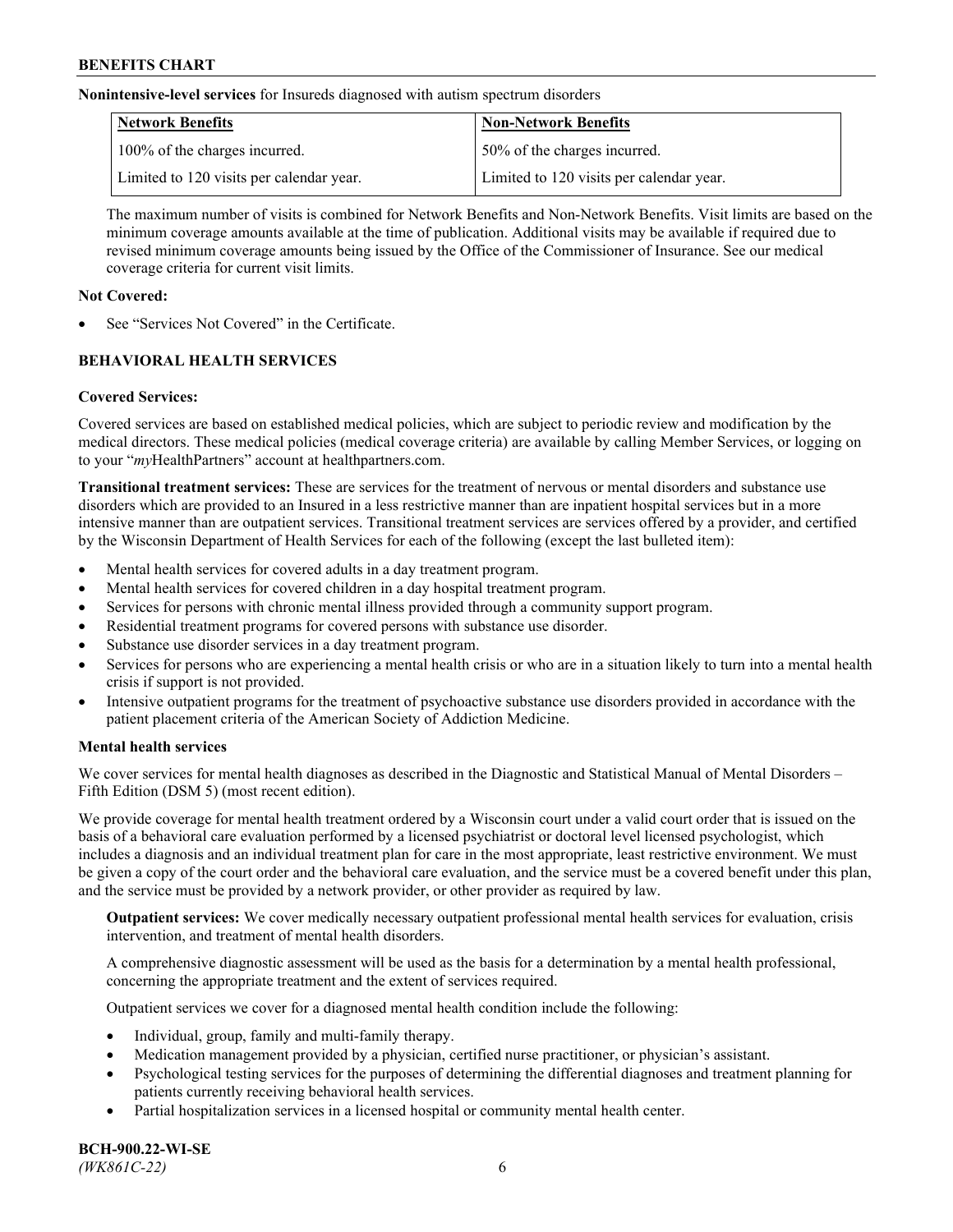**Nonintensive-level services** for Insureds diagnosed with autism spectrum disorders

| Network Benefits | Non-Network Benefits |
| --- | --- |
| 100% of the charges incurred. | 50% of the charges incurred. |
| Limited to 120 visits per calendar year. | Limited to 120 visits per calendar year. |

The maximum number of visits is combined for Network Benefits and Non-Network Benefits. Visit limits are based on the minimum coverage amounts available at the time of publication. Additional visits may be available if required due to revised minimum coverage amounts being issued by the Office of the Commissioner of Insurance. See our medical coverage criteria for current visit limits.

**Not Covered:**

- See "Services Not Covered" in the Certificate.

## BEHAVIORAL HEALTH SERVICES

**Covered Services:**

Covered services are based on established medical policies, which are subject to periodic review and modification by the medical directors. These medical policies (medical coverage criteria) are available by calling Member Services, or logging on to your "*my*HealthPartners" account at healthpartners.com.

**Transitional treatment services:** These are services for the treatment of nervous or mental disorders and substance use disorders which are provided to an Insured in a less restrictive manner than are inpatient hospital services but in a more intensive manner than are outpatient services. Transitional treatment services are services offered by a provider, and certified by the Wisconsin Department of Health Services for each of the following (except the last bulleted item):

- Mental health services for covered adults in a day treatment program.
- Mental health services for covered children in a day hospital treatment program.
- Services for persons with chronic mental illness provided through a community support program.
- Residential treatment programs for covered persons with substance use disorder.
- Substance use disorder services in a day treatment program.
- Services for persons who are experiencing a mental health crisis or who are in a situation likely to turn into a mental health crisis if support is not provided.
- Intensive outpatient programs for the treatment of psychoactive substance use disorders provided in accordance with the patient placement criteria of the American Society of Addiction Medicine.

**Mental health services**

We cover services for mental health diagnoses as described in the Diagnostic and Statistical Manual of Mental Disorders – Fifth Edition (DSM 5) (most recent edition).

We provide coverage for mental health treatment ordered by a Wisconsin court under a valid court order that is issued on the basis of a behavioral care evaluation performed by a licensed psychiatrist or doctoral level licensed psychologist, which includes a diagnosis and an individual treatment plan for care in the most appropriate, least restrictive environment. We must be given a copy of the court order and the behavioral care evaluation, and the service must be a covered benefit under this plan, and the service must be provided by a network provider, or other provider as required by law.

**Outpatient services:** We cover medically necessary outpatient professional mental health services for evaluation, crisis intervention, and treatment of mental health disorders.

A comprehensive diagnostic assessment will be used as the basis for a determination by a mental health professional, concerning the appropriate treatment and the extent of services required.

Outpatient services we cover for a diagnosed mental health condition include the following:

- Individual, group, family and multi-family therapy.
- Medication management provided by a physician, certified nurse practitioner, or physician's assistant.
- Psychological testing services for the purposes of determining the differential diagnoses and treatment planning for patients currently receiving behavioral health services.
- Partial hospitalization services in a licensed hospital or community mental health center.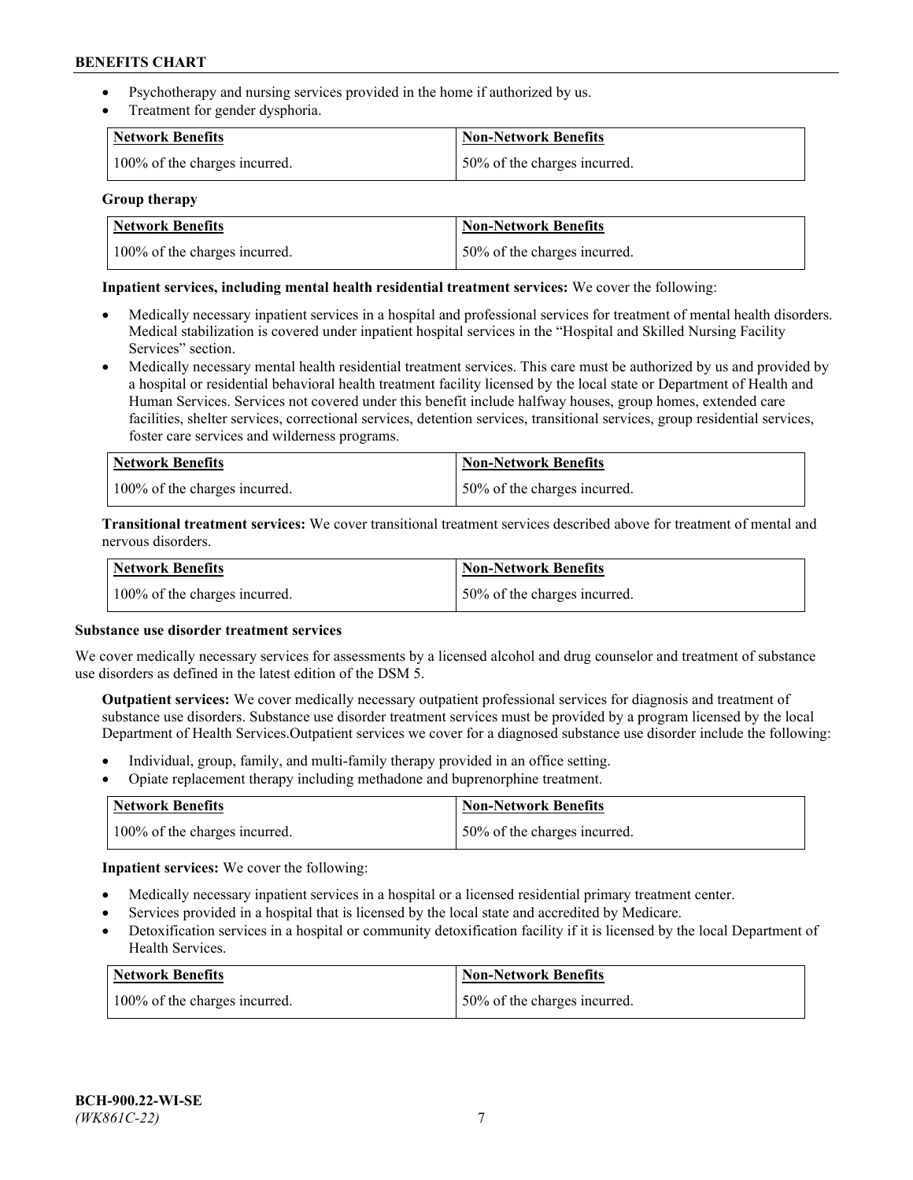- Psychotherapy and nursing services provided in the home if authorized by us.
- Treatment for gender dysphoria.

| Network Benefits | Non-Network Benefits |
| --- | --- |
| 100% of the charges incurred. | 50% of the charges incurred. |

**Group therapy**

| Network Benefits | Non-Network Benefits |
| --- | --- |
| 100% of the charges incurred. | 50% of the charges incurred. |

**Inpatient services, including mental health residential treatment services:** We cover the following:

- Medically necessary inpatient services in a hospital and professional services for treatment of mental health disorders. Medical stabilization is covered under inpatient hospital services in the "Hospital and Skilled Nursing Facility Services" section.
- Medically necessary mental health residential treatment services. This care must be authorized by us and provided by a hospital or residential behavioral health treatment facility licensed by the local state or Department of Health and Human Services. Services not covered under this benefit include halfway houses, group homes, extended care facilities, shelter services, correctional services, detention services, transitional services, group residential services, foster care services and wilderness programs.

| Network Benefits | Non-Network Benefits |
| --- | --- |
| 100% of the charges incurred. | 50% of the charges incurred. |

**Transitional treatment services:** We cover transitional treatment services described above for treatment of mental and nervous disorders.

| Network Benefits | Non-Network Benefits |
| --- | --- |
| 100% of the charges incurred. | 50% of the charges incurred. |

**Substance use disorder treatment services**

We cover medically necessary services for assessments by a licensed alcohol and drug counselor and treatment of substance use disorders as defined in the latest edition of the DSM 5.

**Outpatient services:** We cover medically necessary outpatient professional services for diagnosis and treatment of substance use disorders. Substance use disorder treatment services must be provided by a program licensed by the local Department of Health Services.Outpatient services we cover for a diagnosed substance use disorder include the following:

- Individual, group, family, and multi-family therapy provided in an office setting.
- Opiate replacement therapy including methadone and buprenorphine treatment.

| Network Benefits | Non-Network Benefits |
| --- | --- |
| 100% of the charges incurred. | 50% of the charges incurred. |

**Inpatient services:** We cover the following:

- Medically necessary inpatient services in a hospital or a licensed residential primary treatment center.
- Services provided in a hospital that is licensed by the local state and accredited by Medicare.
- Detoxification services in a hospital or community detoxification facility if it is licensed by the local Department of Health Services.

| Network Benefits | Non-Network Benefits |
| --- | --- |
| 100% of the charges incurred. | 50% of the charges incurred. |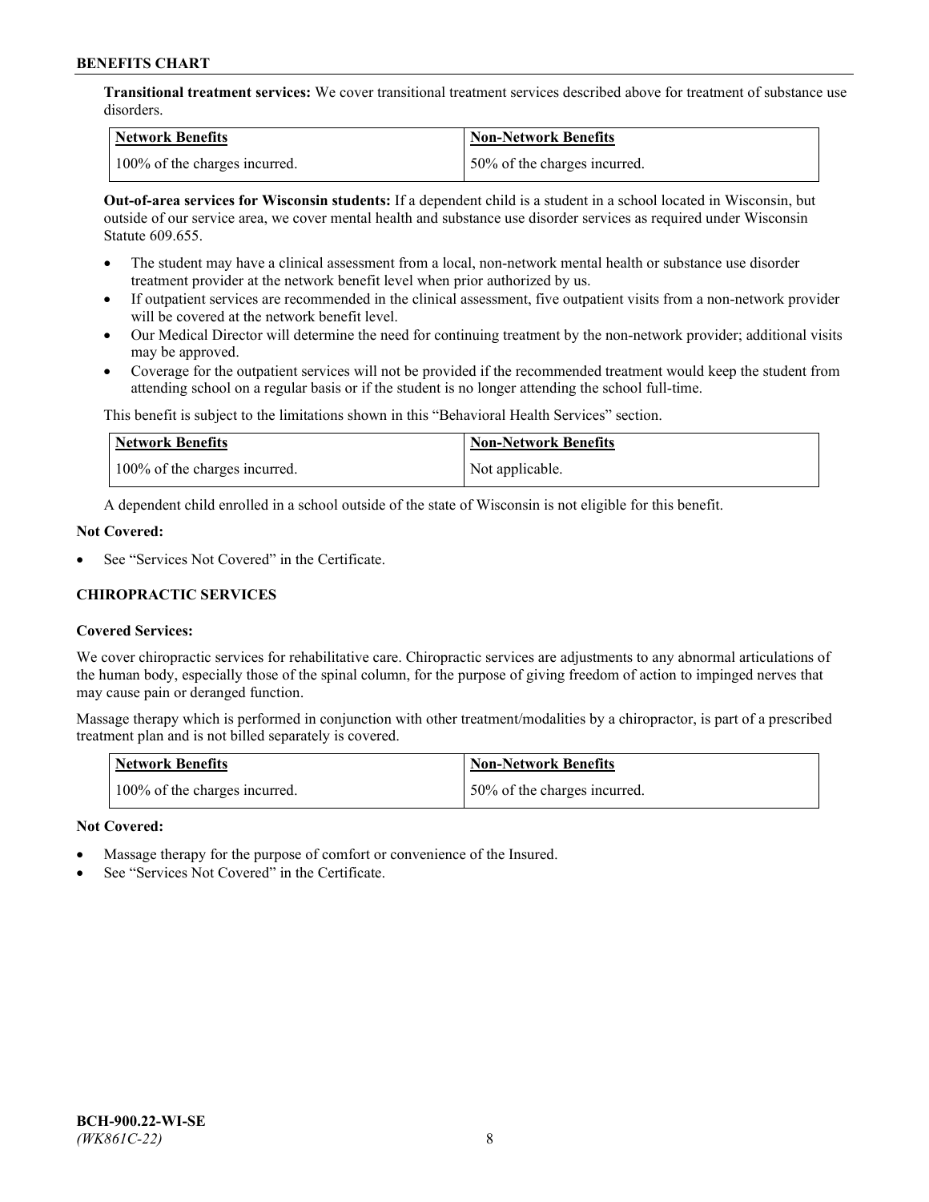**Transitional treatment services:** We cover transitional treatment services described above for treatment of substance use disorders.

| Network Benefits | Non-Network Benefits |
| --- | --- |
| 100% of the charges incurred. | 50% of the charges incurred. |

**Out-of-area services for Wisconsin students:** If a dependent child is a student in a school located in Wisconsin, but outside of our service area, we cover mental health and substance use disorder services as required under Wisconsin Statute 609.655.

- The student may have a clinical assessment from a local, non-network mental health or substance use disorder treatment provider at the network benefit level when prior authorized by us.
- If outpatient services are recommended in the clinical assessment, five outpatient visits from a non-network provider will be covered at the network benefit level.
- Our Medical Director will determine the need for continuing treatment by the non-network provider; additional visits may be approved.
- Coverage for the outpatient services will not be provided if the recommended treatment would keep the student from attending school on a regular basis or if the student is no longer attending the school full-time.

This benefit is subject to the limitations shown in this "Behavioral Health Services" section.

| Network Benefits | Non-Network Benefits |
| --- | --- |
| 100% of the charges incurred. | Not applicable. |

A dependent child enrolled in a school outside of the state of Wisconsin is not eligible for this benefit.

**Not Covered:**

- See "Services Not Covered" in the Certificate.

### CHIROPRACTIC SERVICES

**Covered Services:**

We cover chiropractic services for rehabilitative care. Chiropractic services are adjustments to any abnormal articulations of the human body, especially those of the spinal column, for the purpose of giving freedom of action to impinged nerves that may cause pain or deranged function.

Massage therapy which is performed in conjunction with other treatment/modalities by a chiropractor, is part of a prescribed treatment plan and is not billed separately is covered.

| Network Benefits | Non-Network Benefits |
| --- | --- |
| 100% of the charges incurred. | 50% of the charges incurred. |

**Not Covered:**

- Massage therapy for the purpose of comfort or convenience of the Insured.
- See "Services Not Covered" in the Certificate.

BCH-900.22-WI-SE
*(WK861C-22)*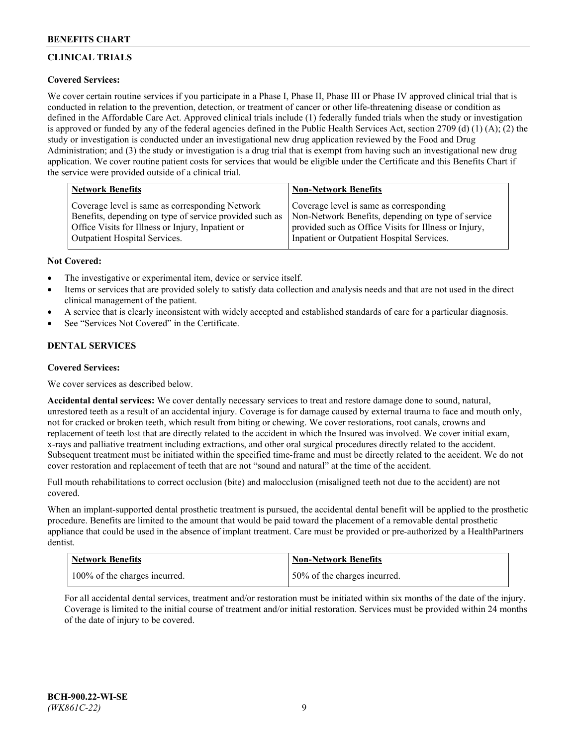## CLINICAL TRIALS

**Covered Services:**

We cover certain routine services if you participate in a Phase I, Phase II, Phase III or Phase IV approved clinical trial that is conducted in relation to the prevention, detection, or treatment of cancer or other life-threatening disease or condition as defined in the Affordable Care Act. Approved clinical trials include (1) federally funded trials when the study or investigation is approved or funded by any of the federal agencies defined in the Public Health Services Act, section 2709 (d) (1) (A); (2) the study or investigation is conducted under an investigational new drug application reviewed by the Food and Drug Administration; and (3) the study or investigation is a drug trial that is exempt from having such an investigational new drug application. We cover routine patient costs for services that would be eligible under the Certificate and this Benefits Chart if the service were provided outside of a clinical trial.

| Network Benefits | Non-Network Benefits |
|---|---|
| Coverage level is same as corresponding Network Benefits, depending on type of service provided such as Office Visits for Illness or Injury, Inpatient or Outpatient Hospital Services. | Coverage level is same as corresponding Non-Network Benefits, depending on type of service provided such as Office Visits for Illness or Injury, Inpatient or Outpatient Hospital Services. |

**Not Covered:**

- The investigative or experimental item, device or service itself.
- Items or services that are provided solely to satisfy data collection and analysis needs and that are not used in the direct clinical management of the patient.
- A service that is clearly inconsistent with widely accepted and established standards of care for a particular diagnosis.
- See "Services Not Covered" in the Certificate.

## DENTAL SERVICES

**Covered Services:**

We cover services as described below.

**Accidental dental services:** We cover dentally necessary services to treat and restore damage done to sound, natural, unrestored teeth as a result of an accidental injury. Coverage is for damage caused by external trauma to face and mouth only, not for cracked or broken teeth, which result from biting or chewing. We cover restorations, root canals, crowns and replacement of teeth lost that are directly related to the accident in which the Insured was involved. We cover initial exam, x-rays and palliative treatment including extractions, and other oral surgical procedures directly related to the accident. Subsequent treatment must be initiated within the specified time-frame and must be directly related to the accident. We do not cover restoration and replacement of teeth that are not "sound and natural" at the time of the accident.

Full mouth rehabilitations to correct occlusion (bite) and malocclusion (misaligned teeth not due to the accident) are not covered.

When an implant-supported dental prosthetic treatment is pursued, the accidental dental benefit will be applied to the prosthetic procedure. Benefits are limited to the amount that would be paid toward the placement of a removable dental prosthetic appliance that could be used in the absence of implant treatment. Care must be provided or pre-authorized by a HealthPartners dentist.

| Network Benefits | Non-Network Benefits |
|---|---|
| 100% of the charges incurred. | 50% of the charges incurred. |

For all accidental dental services, treatment and/or restoration must be initiated within six months of the date of the injury. Coverage is limited to the initial course of treatment and/or initial restoration. Services must be provided within 24 months of the date of injury to be covered.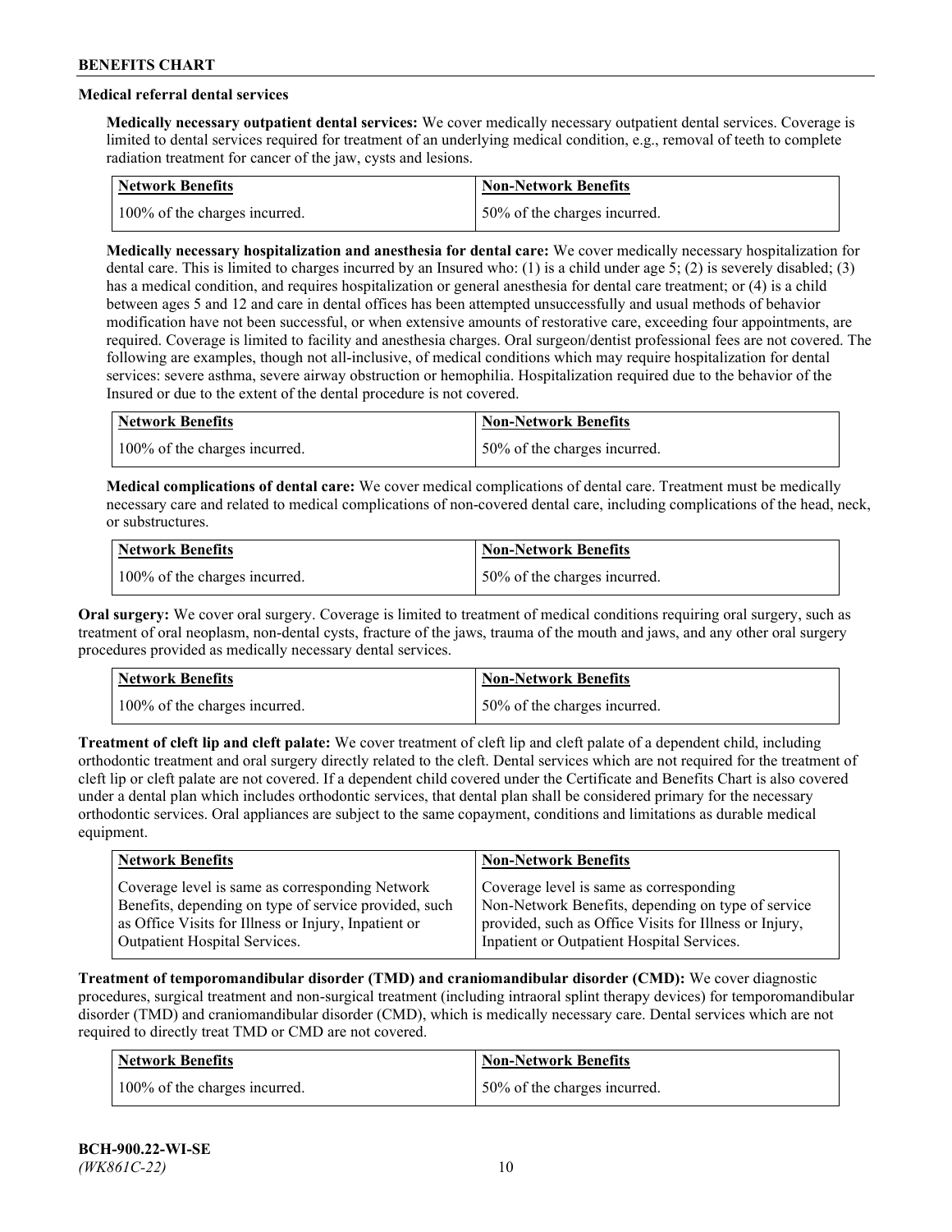## Medical referral dental services

**Medically necessary outpatient dental services:** We cover medically necessary outpatient dental services. Coverage is limited to dental services required for treatment of an underlying medical condition, e.g., removal of teeth to complete radiation treatment for cancer of the jaw, cysts and lesions.

| Network Benefits | Non-Network Benefits |
|---|---|
| 100% of the charges incurred. | 50% of the charges incurred. |

**Medically necessary hospitalization and anesthesia for dental care:** We cover medically necessary hospitalization for dental care. This is limited to charges incurred by an Insured who: (1) is a child under age 5; (2) is severely disabled; (3) has a medical condition, and requires hospitalization or general anesthesia for dental care treatment; or (4) is a child between ages 5 and 12 and care in dental offices has been attempted unsuccessfully and usual methods of behavior modification have not been successful, or when extensive amounts of restorative care, exceeding four appointments, are required. Coverage is limited to facility and anesthesia charges. Oral surgeon/dentist professional fees are not covered. The following are examples, though not all-inclusive, of medical conditions which may require hospitalization for dental services: severe asthma, severe airway obstruction or hemophilia. Hospitalization required due to the behavior of the Insured or due to the extent of the dental procedure is not covered.

| Network Benefits | Non-Network Benefits |
|---|---|
| 100% of the charges incurred. | 50% of the charges incurred. |

**Medical complications of dental care:** We cover medical complications of dental care. Treatment must be medically necessary care and related to medical complications of non-covered dental care, including complications of the head, neck, or substructures.

| Network Benefits | Non-Network Benefits |
|---|---|
| 100% of the charges incurred. | 50% of the charges incurred. |

**Oral surgery:** We cover oral surgery. Coverage is limited to treatment of medical conditions requiring oral surgery, such as treatment of oral neoplasm, non-dental cysts, fracture of the jaws, trauma of the mouth and jaws, and any other oral surgery procedures provided as medically necessary dental services.

| Network Benefits | Non-Network Benefits |
|---|---|
| 100% of the charges incurred. | 50% of the charges incurred. |

**Treatment of cleft lip and cleft palate:** We cover treatment of cleft lip and cleft palate of a dependent child, including orthodontic treatment and oral surgery directly related to the cleft. Dental services which are not required for the treatment of cleft lip or cleft palate are not covered. If a dependent child covered under the Certificate and Benefits Chart is also covered under a dental plan which includes orthodontic services, that dental plan shall be considered primary for the necessary orthodontic services. Oral appliances are subject to the same copayment, conditions and limitations as durable medical equipment.

| Network Benefits | Non-Network Benefits |
|---|---|
| Coverage level is same as corresponding Network Benefits, depending on type of service provided, such as Office Visits for Illness or Injury, Inpatient or Outpatient Hospital Services. | Coverage level is same as corresponding Non-Network Benefits, depending on type of service provided, such as Office Visits for Illness or Injury, Inpatient or Outpatient Hospital Services. |

**Treatment of temporomandibular disorder (TMD) and craniomandibular disorder (CMD):** We cover diagnostic procedures, surgical treatment and non-surgical treatment (including intraoral splint therapy devices) for temporomandibular disorder (TMD) and craniomandibular disorder (CMD), which is medically necessary care. Dental services which are not required to directly treat TMD or CMD are not covered.

| Network Benefits | Non-Network Benefits |
|---|---|
| 100% of the charges incurred. | 50% of the charges incurred. |

BCH-900.22-WI-SE
*(WK861C-22)*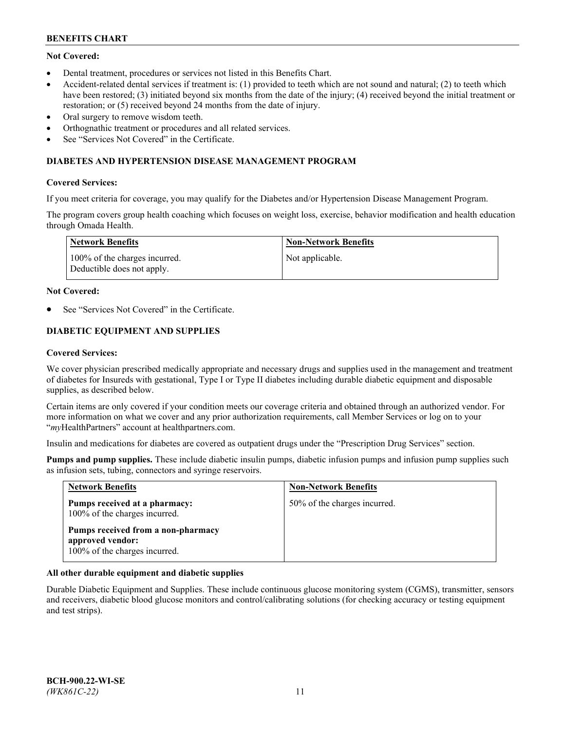**Not Covered:**

- Dental treatment, procedures or services not listed in this Benefits Chart.
- Accident-related dental services if treatment is: (1) provided to teeth which are not sound and natural; (2) to teeth which have been restored; (3) initiated beyond six months from the date of the injury; (4) received beyond the initial treatment or restoration; or (5) received beyond 24 months from the date of injury.
- Oral surgery to remove wisdom teeth.
- Orthognathic treatment or procedures and all related services.
- See "Services Not Covered" in the Certificate.

### DIABETES AND HYPERTENSION DISEASE MANAGEMENT PROGRAM

**Covered Services:**

If you meet criteria for coverage, you may qualify for the Diabetes and/or Hypertension Disease Management Program.

The program covers group health coaching which focuses on weight loss, exercise, behavior modification and health education through Omada Health.

| Network Benefits | Non-Network Benefits |
| --- | --- |
| 100% of the charges incurred. Deductible does not apply. | Not applicable. |

**Not Covered:**

- See "Services Not Covered" in the Certificate.

### DIABETIC EQUIPMENT AND SUPPLIES

**Covered Services:**

We cover physician prescribed medically appropriate and necessary drugs and supplies used in the management and treatment of diabetes for Insureds with gestational, Type I or Type II diabetes including durable diabetic equipment and disposable supplies, as described below.

Certain items are only covered if your condition meets our coverage criteria and obtained through an authorized vendor. For more information on what we cover and any prior authorization requirements, call Member Services or log on to your "*my*HealthPartners" account at healthpartners.com.

Insulin and medications for diabetes are covered as outpatient drugs under the "Prescription Drug Services" section.

**Pumps and pump supplies.** These include diabetic insulin pumps, diabetic infusion pumps and infusion pump supplies such as infusion sets, tubing, connectors and syringe reservoirs.

| Network Benefits | Non-Network Benefits |
| --- | --- |
| **Pumps received at a pharmacy:** 100% of the charges incurred.<br><br>**Pumps received from a non-pharmacy approved vendor:** 100% of the charges incurred. | 50% of the charges incurred. |

**All other durable equipment and diabetic supplies**

Durable Diabetic Equipment and Supplies. These include continuous glucose monitoring system (CGMS), transmitter, sensors and receivers, diabetic blood glucose monitors and control/calibrating solutions (for checking accuracy or testing equipment and test strips).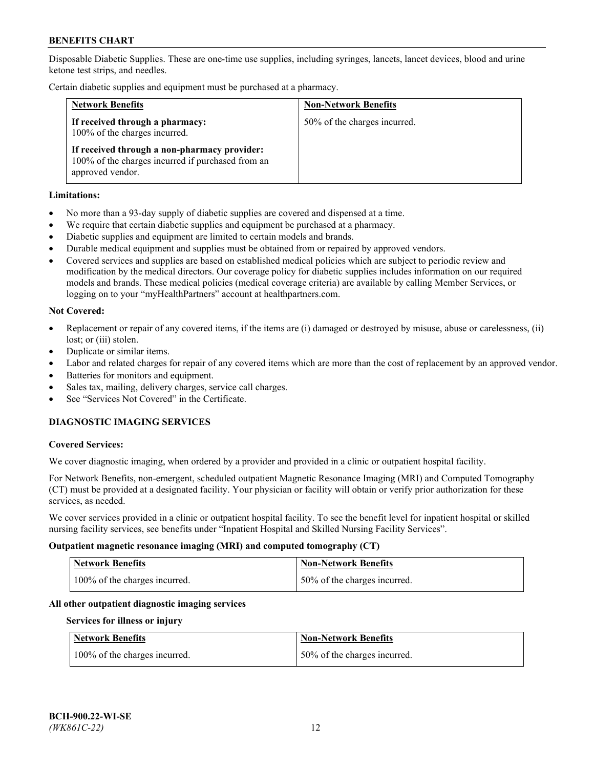Disposable Diabetic Supplies. These are one-time use supplies, including syringes, lancets, lancet devices, blood and urine ketone test strips, and needles.

Certain diabetic supplies and equipment must be purchased at a pharmacy.

| Network Benefits | Non-Network Benefits |
| --- | --- |
| **If received through a pharmacy:** 100% of the charges incurred.<br><br>**If received through a non-pharmacy provider:** 100% of the charges incurred if purchased from an approved vendor. | 50% of the charges incurred. |

**Limitations:**

- No more than a 93-day supply of diabetic supplies are covered and dispensed at a time.
- We require that certain diabetic supplies and equipment be purchased at a pharmacy.
- Diabetic supplies and equipment are limited to certain models and brands.
- Durable medical equipment and supplies must be obtained from or repaired by approved vendors.
- Covered services and supplies are based on established medical policies which are subject to periodic review and modification by the medical directors. Our coverage policy for diabetic supplies includes information on our required models and brands. These medical policies (medical coverage criteria) are available by calling Member Services, or logging on to your "myHealthPartners" account at healthpartners.com.

**Not Covered:**

- Replacement or repair of any covered items, if the items are (i) damaged or destroyed by misuse, abuse or carelessness, (ii) lost; or (iii) stolen.
- Duplicate or similar items.
- Labor and related charges for repair of any covered items which are more than the cost of replacement by an approved vendor.
- Batteries for monitors and equipment.
- Sales tax, mailing, delivery charges, service call charges.
- See "Services Not Covered" in the Certificate.

## DIAGNOSTIC IMAGING SERVICES

**Covered Services:**

We cover diagnostic imaging, when ordered by a provider and provided in a clinic or outpatient hospital facility.

For Network Benefits, non-emergent, scheduled outpatient Magnetic Resonance Imaging (MRI) and Computed Tomography (CT) must be provided at a designated facility. Your physician or facility will obtain or verify prior authorization for these services, as needed.

We cover services provided in a clinic or outpatient hospital facility. To see the benefit level for inpatient hospital or skilled nursing facility services, see benefits under "Inpatient Hospital and Skilled Nursing Facility Services".

**Outpatient magnetic resonance imaging (MRI) and computed tomography (CT)**

| Network Benefits | Non-Network Benefits |
| --- | --- |
| 100% of the charges incurred. | 50% of the charges incurred. |

**All other outpatient diagnostic imaging services**

**Services for illness or injury**

| Network Benefits | Non-Network Benefits |
| --- | --- |
| 100% of the charges incurred. | 50% of the charges incurred. |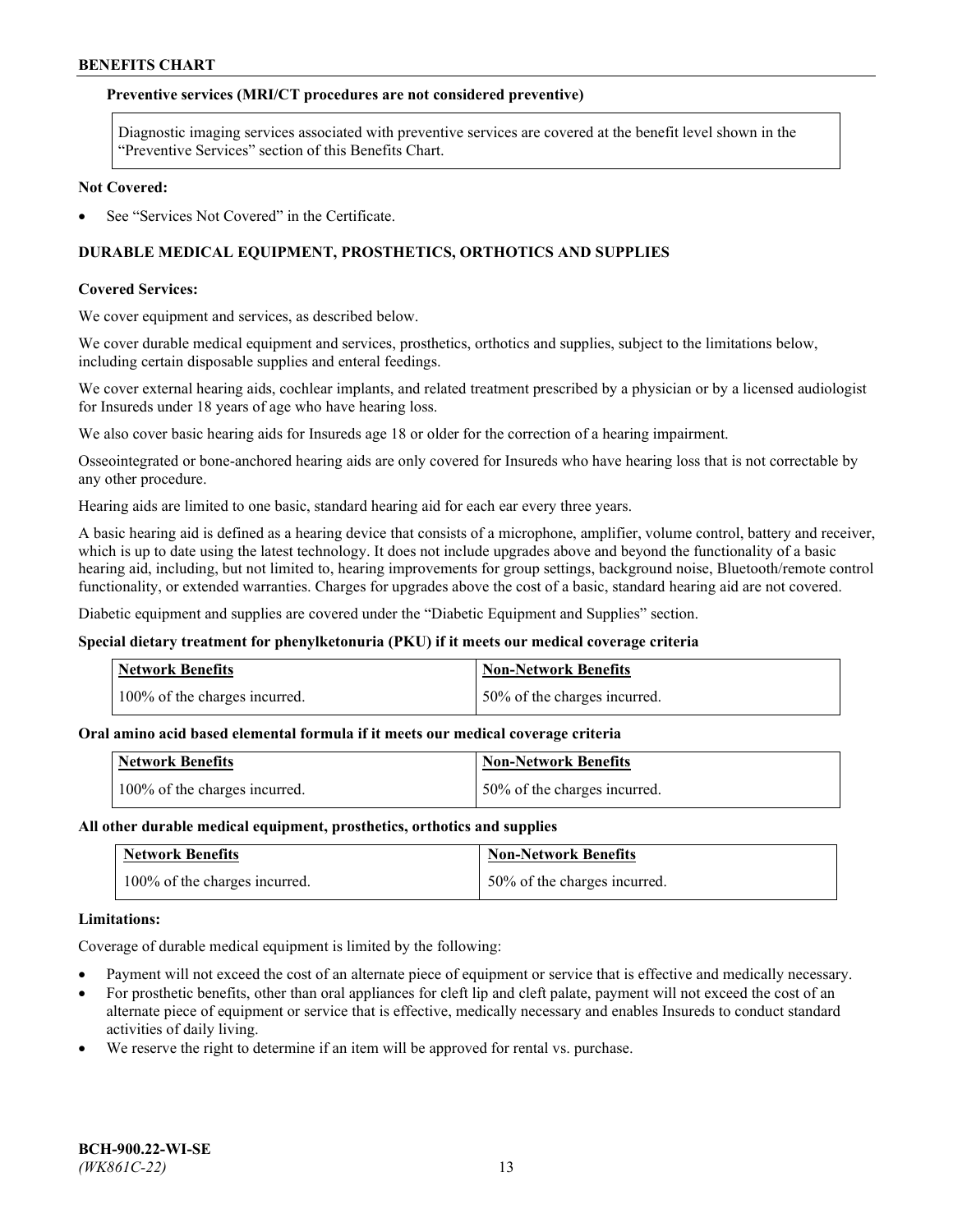**Preventive services (MRI/CT procedures are not considered preventive)**

| Diagnostic imaging services associated with preventive services are covered at the benefit level shown in the "Preventive Services" section of this Benefits Chart. |
|---|

**Not Covered:**

- See "Services Not Covered" in the Certificate.

## DURABLE MEDICAL EQUIPMENT, PROSTHETICS, ORTHOTICS AND SUPPLIES

**Covered Services:**

We cover equipment and services, as described below.

We cover durable medical equipment and services, prosthetics, orthotics and supplies, subject to the limitations below, including certain disposable supplies and enteral feedings.

We cover external hearing aids, cochlear implants, and related treatment prescribed by a physician or by a licensed audiologist for Insureds under 18 years of age who have hearing loss.

We also cover basic hearing aids for Insureds age 18 or older for the correction of a hearing impairment.

Osseointegrated or bone-anchored hearing aids are only covered for Insureds who have hearing loss that is not correctable by any other procedure.

Hearing aids are limited to one basic, standard hearing aid for each ear every three years.

A basic hearing aid is defined as a hearing device that consists of a microphone, amplifier, volume control, battery and receiver, which is up to date using the latest technology. It does not include upgrades above and beyond the functionality of a basic hearing aid, including, but not limited to, hearing improvements for group settings, background noise, Bluetooth/remote control functionality, or extended warranties. Charges for upgrades above the cost of a basic, standard hearing aid are not covered.

Diabetic equipment and supplies are covered under the "Diabetic Equipment and Supplies" section.

**Special dietary treatment for phenylketonuria (PKU) if it meets our medical coverage criteria**

| Network Benefits | Non-Network Benefits |
|---|---|
| 100% of the charges incurred. | 50% of the charges incurred. |

**Oral amino acid based elemental formula if it meets our medical coverage criteria**

| Network Benefits | Non-Network Benefits |
|---|---|
| 100% of the charges incurred. | 50% of the charges incurred. |

**All other durable medical equipment, prosthetics, orthotics and supplies**

| Network Benefits | Non-Network Benefits |
|---|---|
| 100% of the charges incurred. | 50% of the charges incurred. |

**Limitations:**

Coverage of durable medical equipment is limited by the following:

- Payment will not exceed the cost of an alternate piece of equipment or service that is effective and medically necessary.
- For prosthetic benefits, other than oral appliances for cleft lip and cleft palate, payment will not exceed the cost of an alternate piece of equipment or service that is effective, medically necessary and enables Insureds to conduct standard activities of daily living.
- We reserve the right to determine if an item will be approved for rental vs. purchase.

**BCH-900.22-WI-SE**
*(WK861C-22)*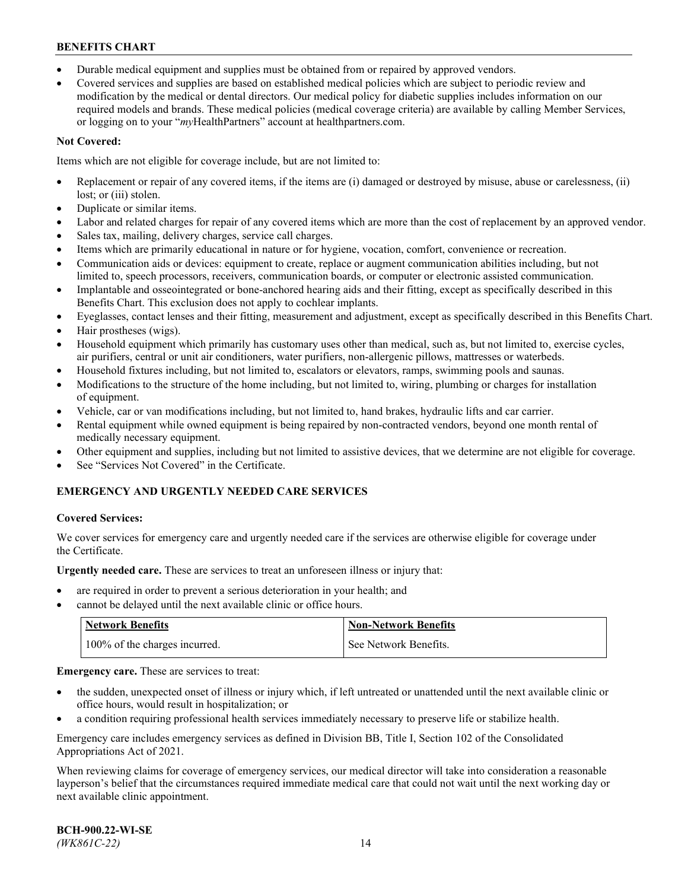- Durable medical equipment and supplies must be obtained from or repaired by approved vendors.
- Covered services and supplies are based on established medical policies which are subject to periodic review and modification by the medical or dental directors. Our medical policy for diabetic supplies includes information on our required models and brands. These medical policies (medical coverage criteria) are available by calling Member Services, or logging on to your "*my*HealthPartners" account at healthpartners.com.

**Not Covered:**

Items which are not eligible for coverage include, but are not limited to:

- Replacement or repair of any covered items, if the items are (i) damaged or destroyed by misuse, abuse or carelessness, (ii) lost; or (iii) stolen.
- Duplicate or similar items.
- Labor and related charges for repair of any covered items which are more than the cost of replacement by an approved vendor.
- Sales tax, mailing, delivery charges, service call charges.
- Items which are primarily educational in nature or for hygiene, vocation, comfort, convenience or recreation.
- Communication aids or devices: equipment to create, replace or augment communication abilities including, but not limited to, speech processors, receivers, communication boards, or computer or electronic assisted communication.
- Implantable and osseointegrated or bone-anchored hearing aids and their fitting, except as specifically described in this Benefits Chart. This exclusion does not apply to cochlear implants.
- Eyeglasses, contact lenses and their fitting, measurement and adjustment, except as specifically described in this Benefits Chart.
- Hair prostheses (wigs).
- Household equipment which primarily has customary uses other than medical, such as, but not limited to, exercise cycles, air purifiers, central or unit air conditioners, water purifiers, non-allergenic pillows, mattresses or waterbeds.
- Household fixtures including, but not limited to, escalators or elevators, ramps, swimming pools and saunas.
- Modifications to the structure of the home including, but not limited to, wiring, plumbing or charges for installation of equipment.
- Vehicle, car or van modifications including, but not limited to, hand brakes, hydraulic lifts and car carrier.
- Rental equipment while owned equipment is being repaired by non-contracted vendors, beyond one month rental of medically necessary equipment.
- Other equipment and supplies, including but not limited to assistive devices, that we determine are not eligible for coverage.
- See "Services Not Covered" in the Certificate.

## EMERGENCY AND URGENTLY NEEDED CARE SERVICES

**Covered Services:**

We cover services for emergency care and urgently needed care if the services are otherwise eligible for coverage under the Certificate.

**Urgently needed care.** These are services to treat an unforeseen illness or injury that:

- are required in order to prevent a serious deterioration in your health; and
- cannot be delayed until the next available clinic or office hours.

| Network Benefits | Non-Network Benefits |
|---|---|
| 100% of the charges incurred. | See Network Benefits. |

**Emergency care.** These are services to treat:

- the sudden, unexpected onset of illness or injury which, if left untreated or unattended until the next available clinic or office hours, would result in hospitalization; or
- a condition requiring professional health services immediately necessary to preserve life or stabilize health.

Emergency care includes emergency services as defined in Division BB, Title I, Section 102 of the Consolidated Appropriations Act of 2021.

When reviewing claims for coverage of emergency services, our medical director will take into consideration a reasonable layperson's belief that the circumstances required immediate medical care that could not wait until the next working day or next available clinic appointment.

**BCH-900.22-WI-SE**
*(WK861C-22)*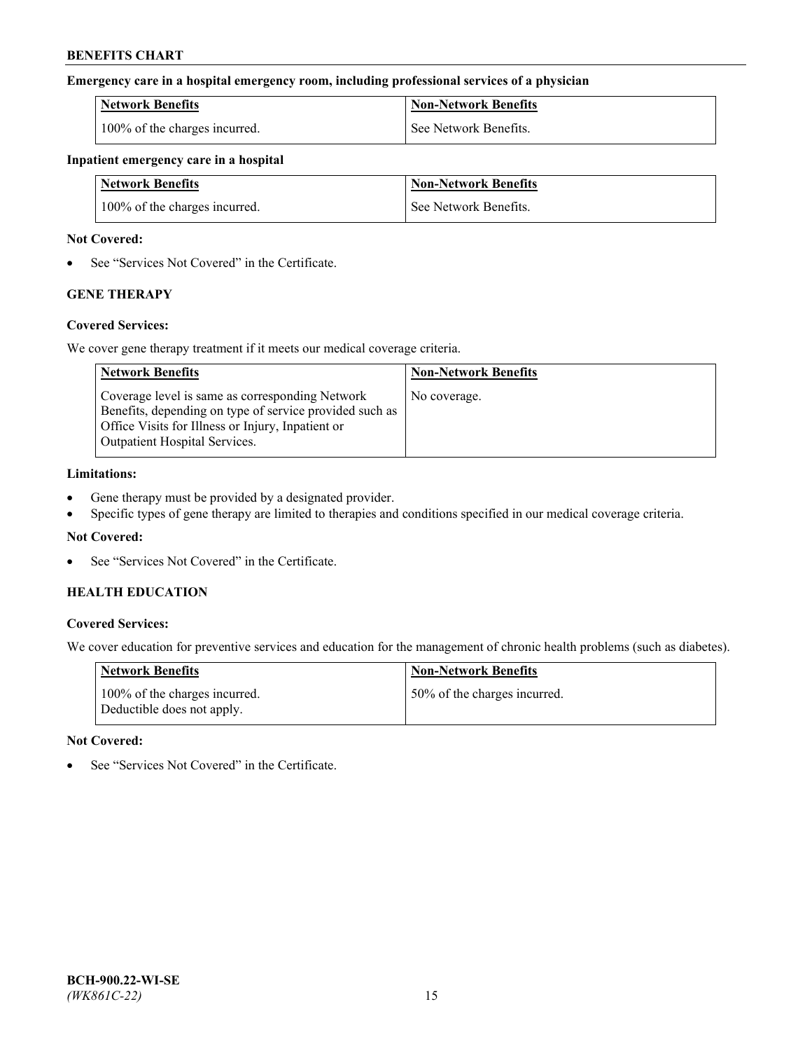**Emergency care in a hospital emergency room, including professional services of a physician**

| Network Benefits | Non-Network Benefits |
| --- | --- |
| 100% of the charges incurred. | See Network Benefits. |

**Inpatient emergency care in a hospital**

| Network Benefits | Non-Network Benefits |
| --- | --- |
| 100% of the charges incurred. | See Network Benefits. |

**Not Covered:**

- See "Services Not Covered" in the Certificate.

### GENE THERAPY

**Covered Services:**

We cover gene therapy treatment if it meets our medical coverage criteria.

| Network Benefits | Non-Network Benefits |
| --- | --- |
| Coverage level is same as corresponding Network Benefits, depending on type of service provided such as Office Visits for Illness or Injury, Inpatient or Outpatient Hospital Services. | No coverage. |

**Limitations:**

- Gene therapy must be provided by a designated provider.
- Specific types of gene therapy are limited to therapies and conditions specified in our medical coverage criteria.

**Not Covered:**

- See "Services Not Covered" in the Certificate.

### HEALTH EDUCATION

**Covered Services:**

We cover education for preventive services and education for the management of chronic health problems (such as diabetes).

| Network Benefits | Non-Network Benefits |
| --- | --- |
| 100% of the charges incurred. Deductible does not apply. | 50% of the charges incurred. |

**Not Covered:**

- See "Services Not Covered" in the Certificate.

BCH-900.22-WI-SE
*(WK861C-22)*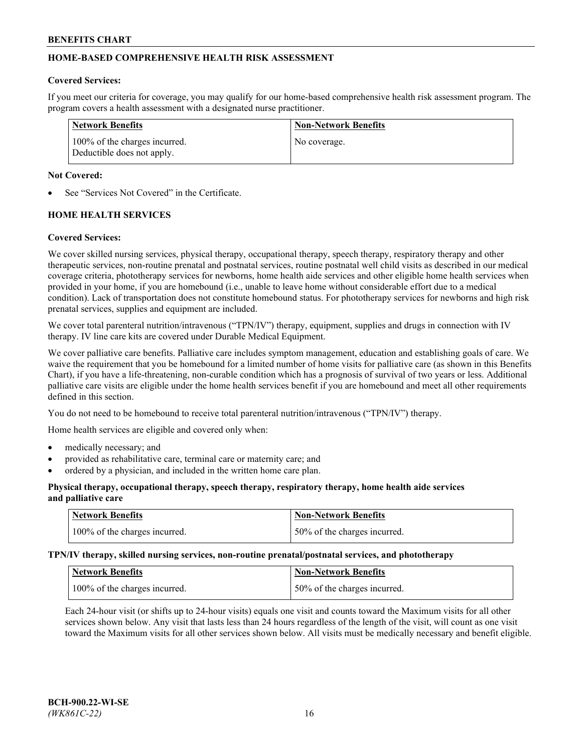## HOME-BASED COMPREHENSIVE HEALTH RISK ASSESSMENT

**Covered Services:**

If you meet our criteria for coverage, you may qualify for our home-based comprehensive health risk assessment program. The program covers a health assessment with a designated nurse practitioner.

| Network Benefits | Non-Network Benefits |
|---|---|
| 100% of the charges incurred. Deductible does not apply. | No coverage. |

**Not Covered:**

- See "Services Not Covered" in the Certificate.

## HOME HEALTH SERVICES

**Covered Services:**

We cover skilled nursing services, physical therapy, occupational therapy, speech therapy, respiratory therapy and other therapeutic services, non-routine prenatal and postnatal services, routine postnatal well child visits as described in our medical coverage criteria, phototherapy services for newborns, home health aide services and other eligible home health services when provided in your home, if you are homebound (i.e., unable to leave home without considerable effort due to a medical condition). Lack of transportation does not constitute homebound status. For phototherapy services for newborns and high risk prenatal services, supplies and equipment are included.

We cover total parenteral nutrition/intravenous ("TPN/IV") therapy, equipment, supplies and drugs in connection with IV therapy. IV line care kits are covered under Durable Medical Equipment.

We cover palliative care benefits. Palliative care includes symptom management, education and establishing goals of care. We waive the requirement that you be homebound for a limited number of home visits for palliative care (as shown in this Benefits Chart), if you have a life-threatening, non-curable condition which has a prognosis of survival of two years or less. Additional palliative care visits are eligible under the home health services benefit if you are homebound and meet all other requirements defined in this section.

You do not need to be homebound to receive total parenteral nutrition/intravenous ("TPN/IV") therapy.

Home health services are eligible and covered only when:

- medically necessary; and
- provided as rehabilitative care, terminal care or maternity care; and
- ordered by a physician, and included in the written home care plan.

**Physical therapy, occupational therapy, speech therapy, respiratory therapy, home health aide services and palliative care**

| Network Benefits | Non-Network Benefits |
|---|---|
| 100% of the charges incurred. | 50% of the charges incurred. |

**TPN/IV therapy, skilled nursing services, non-routine prenatal/postnatal services, and phototherapy**

| Network Benefits | Non-Network Benefits |
|---|---|
| 100% of the charges incurred. | 50% of the charges incurred. |

Each 24-hour visit (or shifts up to 24-hour visits) equals one visit and counts toward the Maximum visits for all other services shown below. Any visit that lasts less than 24 hours regardless of the length of the visit, will count as one visit toward the Maximum visits for all other services shown below. All visits must be medically necessary and benefit eligible.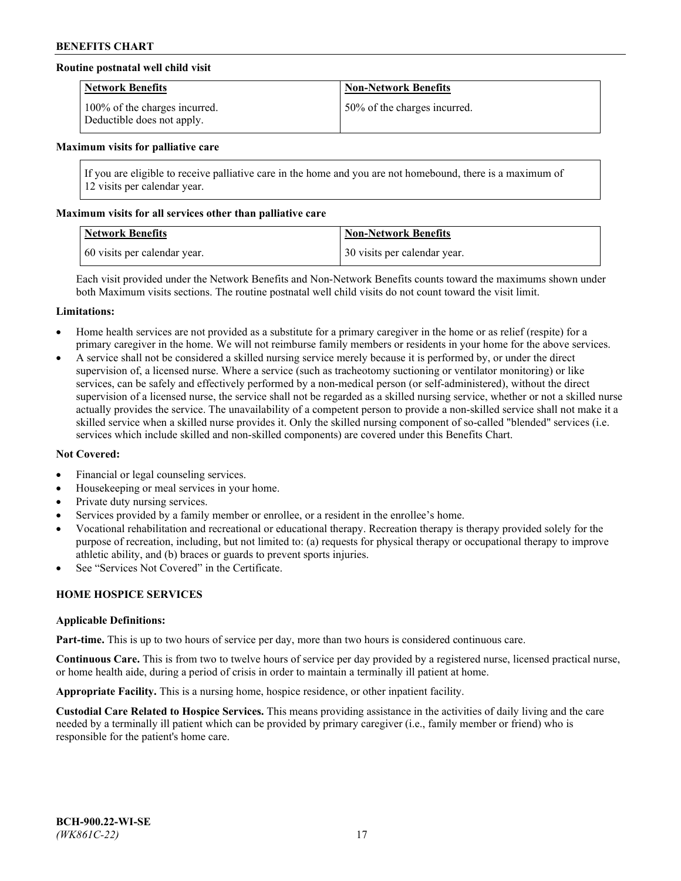**Routine postnatal well child visit**

| Network Benefits | Non-Network Benefits |
|---|---|
| 100% of the charges incurred. Deductible does not apply. | 50% of the charges incurred. |

**Maximum visits for palliative care**

If you are eligible to receive palliative care in the home and you are not homebound, there is a maximum of 12 visits per calendar year.

**Maximum visits for all services other than palliative care**

| Network Benefits | Non-Network Benefits |
|---|---|
| 60 visits per calendar year. | 30 visits per calendar year. |

Each visit provided under the Network Benefits and Non-Network Benefits counts toward the maximums shown under both Maximum visits sections. The routine postnatal well child visits do not count toward the visit limit.

**Limitations:**

- Home health services are not provided as a substitute for a primary caregiver in the home or as relief (respite) for a primary caregiver in the home. We will not reimburse family members or residents in your home for the above services.
- A service shall not be considered a skilled nursing service merely because it is performed by, or under the direct supervision of, a licensed nurse. Where a service (such as tracheotomy suctioning or ventilator monitoring) or like services, can be safely and effectively performed by a non-medical person (or self-administered), without the direct supervision of a licensed nurse, the service shall not be regarded as a skilled nursing service, whether or not a skilled nurse actually provides the service. The unavailability of a competent person to provide a non-skilled service shall not make it a skilled service when a skilled nurse provides it. Only the skilled nursing component of so-called "blended" services (i.e. services which include skilled and non-skilled components) are covered under this Benefits Chart.

**Not Covered:**

- Financial or legal counseling services.
- Housekeeping or meal services in your home.
- Private duty nursing services.
- Services provided by a family member or enrollee, or a resident in the enrollee's home.
- Vocational rehabilitation and recreational or educational therapy. Recreation therapy is therapy provided solely for the purpose of recreation, including, but not limited to: (a) requests for physical therapy or occupational therapy to improve athletic ability, and (b) braces or guards to prevent sports injuries.
- See "Services Not Covered" in the Certificate.

## HOME HOSPICE SERVICES

**Applicable Definitions:**

**Part-time.** This is up to two hours of service per day, more than two hours is considered continuous care.

**Continuous Care.** This is from two to twelve hours of service per day provided by a registered nurse, licensed practical nurse, or home health aide, during a period of crisis in order to maintain a terminally ill patient at home.

**Appropriate Facility.** This is a nursing home, hospice residence, or other inpatient facility.

**Custodial Care Related to Hospice Services.** This means providing assistance in the activities of daily living and the care needed by a terminally ill patient which can be provided by primary caregiver (i.e., family member or friend) who is responsible for the patient's home care.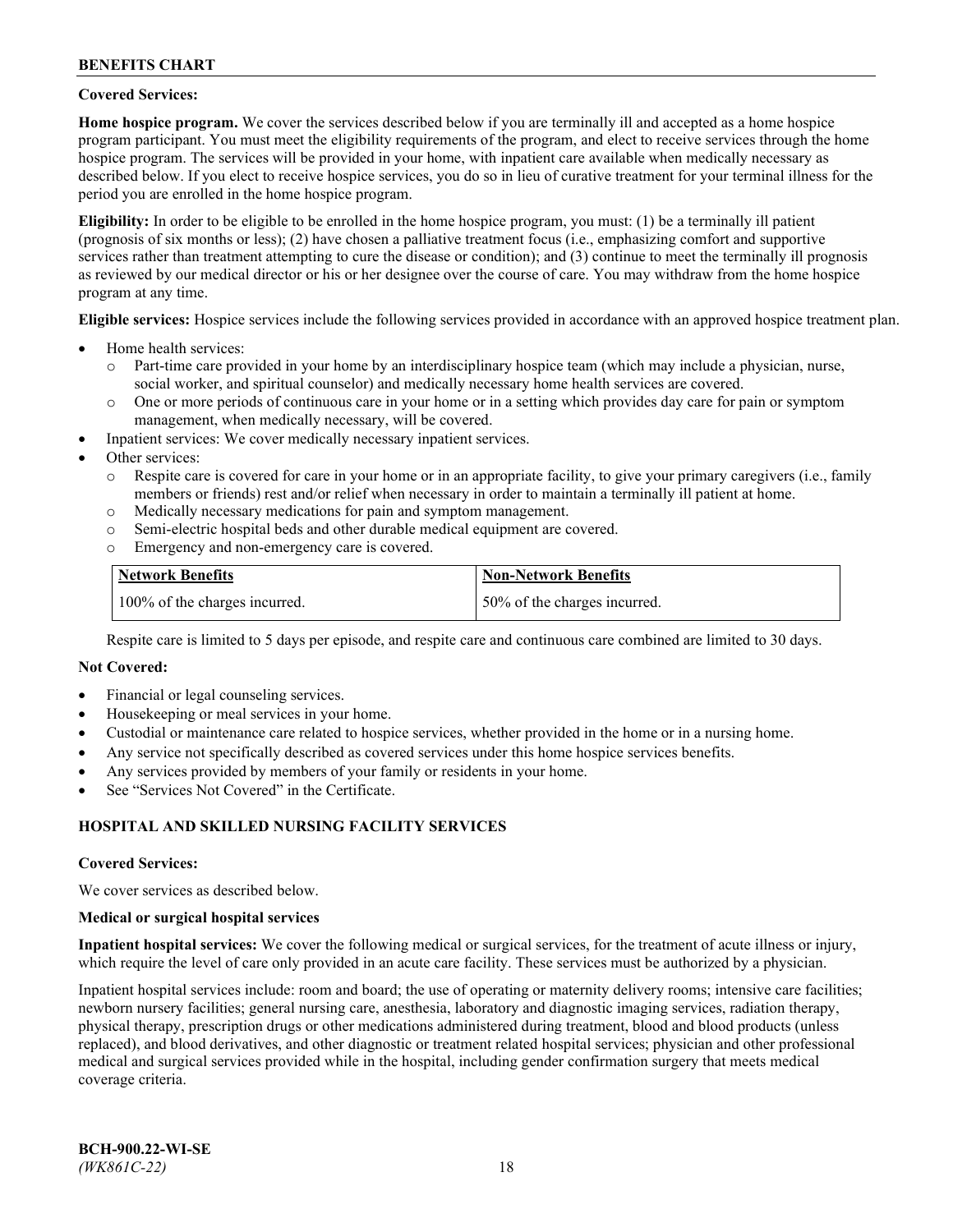**Covered Services:**

**Home hospice program.** We cover the services described below if you are terminally ill and accepted as a home hospice program participant. You must meet the eligibility requirements of the program, and elect to receive services through the home hospice program. The services will be provided in your home, with inpatient care available when medically necessary as described below. If you elect to receive hospice services, you do so in lieu of curative treatment for your terminal illness for the period you are enrolled in the home hospice program.

**Eligibility:** In order to be eligible to be enrolled in the home hospice program, you must: (1) be a terminally ill patient (prognosis of six months or less); (2) have chosen a palliative treatment focus (i.e., emphasizing comfort and supportive services rather than treatment attempting to cure the disease or condition); and (3) continue to meet the terminally ill prognosis as reviewed by our medical director or his or her designee over the course of care. You may withdraw from the home hospice program at any time.

**Eligible services:** Hospice services include the following services provided in accordance with an approved hospice treatment plan.

- Home health services:
  - Part-time care provided in your home by an interdisciplinary hospice team (which may include a physician, nurse, social worker, and spiritual counselor) and medically necessary home health services are covered.
  - One or more periods of continuous care in your home or in a setting which provides day care for pain or symptom management, when medically necessary, will be covered.
- Inpatient services: We cover medically necessary inpatient services.
- Other services:
  - Respite care is covered for care in your home or in an appropriate facility, to give your primary caregivers (i.e., family members or friends) rest and/or relief when necessary in order to maintain a terminally ill patient at home.
  - Medically necessary medications for pain and symptom management.
  - Semi-electric hospital beds and other durable medical equipment are covered.
  - Emergency and non-emergency care is covered.

| Network Benefits | Non-Network Benefits |
|---|---|
| 100% of the charges incurred. | 50% of the charges incurred. |

Respite care is limited to 5 days per episode, and respite care and continuous care combined are limited to 30 days.

**Not Covered:**

- Financial or legal counseling services.
- Housekeeping or meal services in your home.
- Custodial or maintenance care related to hospice services, whether provided in the home or in a nursing home.
- Any service not specifically described as covered services under this home hospice services benefits.
- Any services provided by members of your family or residents in your home.
- See "Services Not Covered" in the Certificate.

## HOSPITAL AND SKILLED NURSING FACILITY SERVICES

**Covered Services:**

We cover services as described below.

**Medical or surgical hospital services**

**Inpatient hospital services:** We cover the following medical or surgical services, for the treatment of acute illness or injury, which require the level of care only provided in an acute care facility. These services must be authorized by a physician.

Inpatient hospital services include: room and board; the use of operating or maternity delivery rooms; intensive care facilities; newborn nursery facilities; general nursing care, anesthesia, laboratory and diagnostic imaging services, radiation therapy, physical therapy, prescription drugs or other medications administered during treatment, blood and blood products (unless replaced), and blood derivatives, and other diagnostic or treatment related hospital services; physician and other professional medical and surgical services provided while in the hospital, including gender confirmation surgery that meets medical coverage criteria.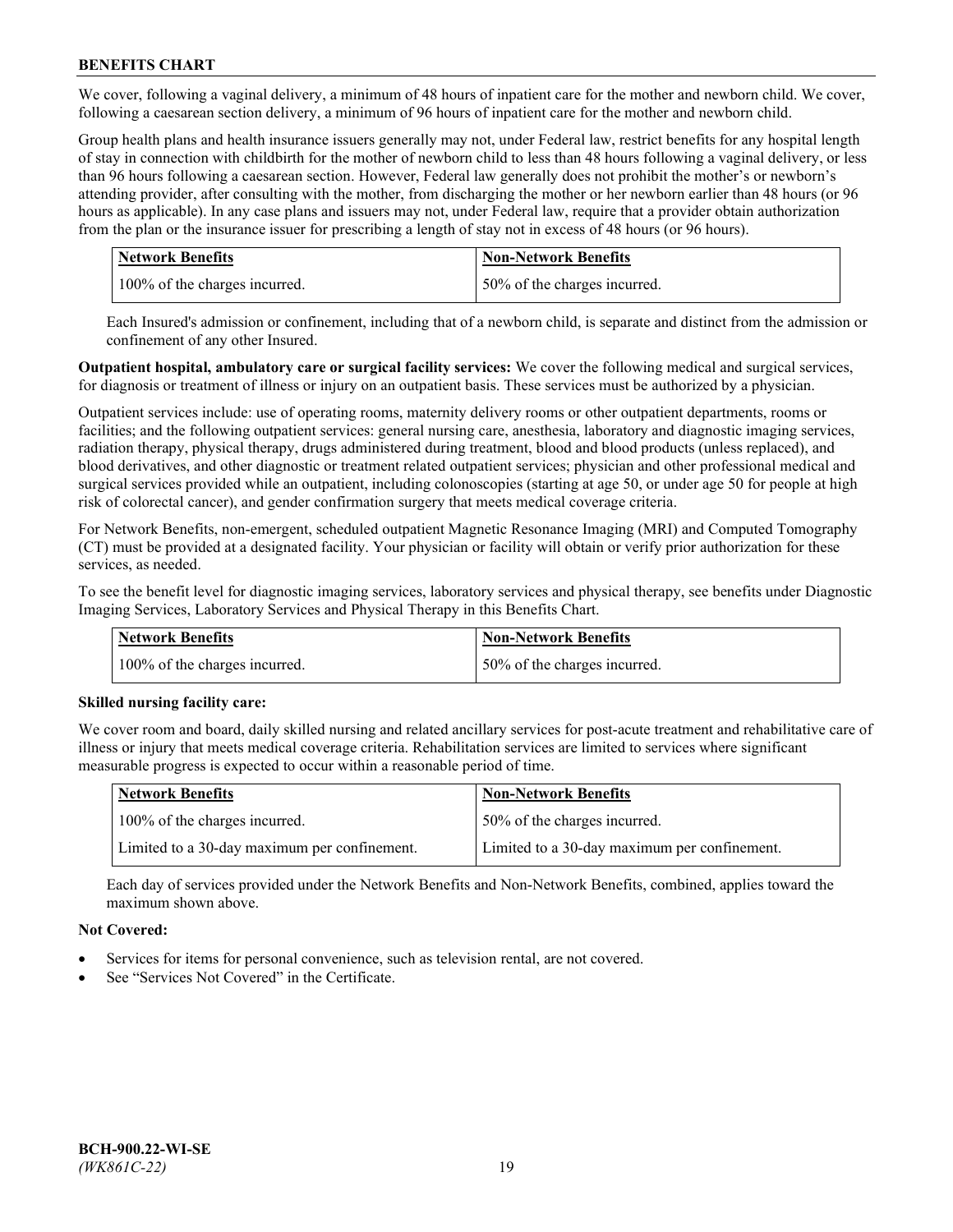We cover, following a vaginal delivery, a minimum of 48 hours of inpatient care for the mother and newborn child. We cover, following a caesarean section delivery, a minimum of 96 hours of inpatient care for the mother and newborn child.

Group health plans and health insurance issuers generally may not, under Federal law, restrict benefits for any hospital length of stay in connection with childbirth for the mother of newborn child to less than 48 hours following a vaginal delivery, or less than 96 hours following a caesarean section. However, Federal law generally does not prohibit the mother's or newborn's attending provider, after consulting with the mother, from discharging the mother or her newborn earlier than 48 hours (or 96 hours as applicable). In any case plans and issuers may not, under Federal law, require that a provider obtain authorization from the plan or the insurance issuer for prescribing a length of stay not in excess of 48 hours (or 96 hours).

| Network Benefits | Non-Network Benefits |
| --- | --- |
| 100% of the charges incurred. | 50% of the charges incurred. |

Each Insured's admission or confinement, including that of a newborn child, is separate and distinct from the admission or confinement of any other Insured.

**Outpatient hospital, ambulatory care or surgical facility services:** We cover the following medical and surgical services, for diagnosis or treatment of illness or injury on an outpatient basis. These services must be authorized by a physician.

Outpatient services include: use of operating rooms, maternity delivery rooms or other outpatient departments, rooms or facilities; and the following outpatient services: general nursing care, anesthesia, laboratory and diagnostic imaging services, radiation therapy, physical therapy, drugs administered during treatment, blood and blood products (unless replaced), and blood derivatives, and other diagnostic or treatment related outpatient services; physician and other professional medical and surgical services provided while an outpatient, including colonoscopies (starting at age 50, or under age 50 for people at high risk of colorectal cancer), and gender confirmation surgery that meets medical coverage criteria.

For Network Benefits, non-emergent, scheduled outpatient Magnetic Resonance Imaging (MRI) and Computed Tomography (CT) must be provided at a designated facility. Your physician or facility will obtain or verify prior authorization for these services, as needed.

To see the benefit level for diagnostic imaging services, laboratory services and physical therapy, see benefits under Diagnostic Imaging Services, Laboratory Services and Physical Therapy in this Benefits Chart.

| Network Benefits | Non-Network Benefits |
| --- | --- |
| 100% of the charges incurred. | 50% of the charges incurred. |

**Skilled nursing facility care:**

We cover room and board, daily skilled nursing and related ancillary services for post-acute treatment and rehabilitative care of illness or injury that meets medical coverage criteria. Rehabilitation services are limited to services where significant measurable progress is expected to occur within a reasonable period of time.

| Network Benefits | Non-Network Benefits |
| --- | --- |
| 100% of the charges incurred. | 50% of the charges incurred. |
| Limited to a 30-day maximum per confinement. | Limited to a 30-day maximum per confinement. |

Each day of services provided under the Network Benefits and Non-Network Benefits, combined, applies toward the maximum shown above.

**Not Covered:**

- Services for items for personal convenience, such as television rental, are not covered.
- See "Services Not Covered" in the Certificate.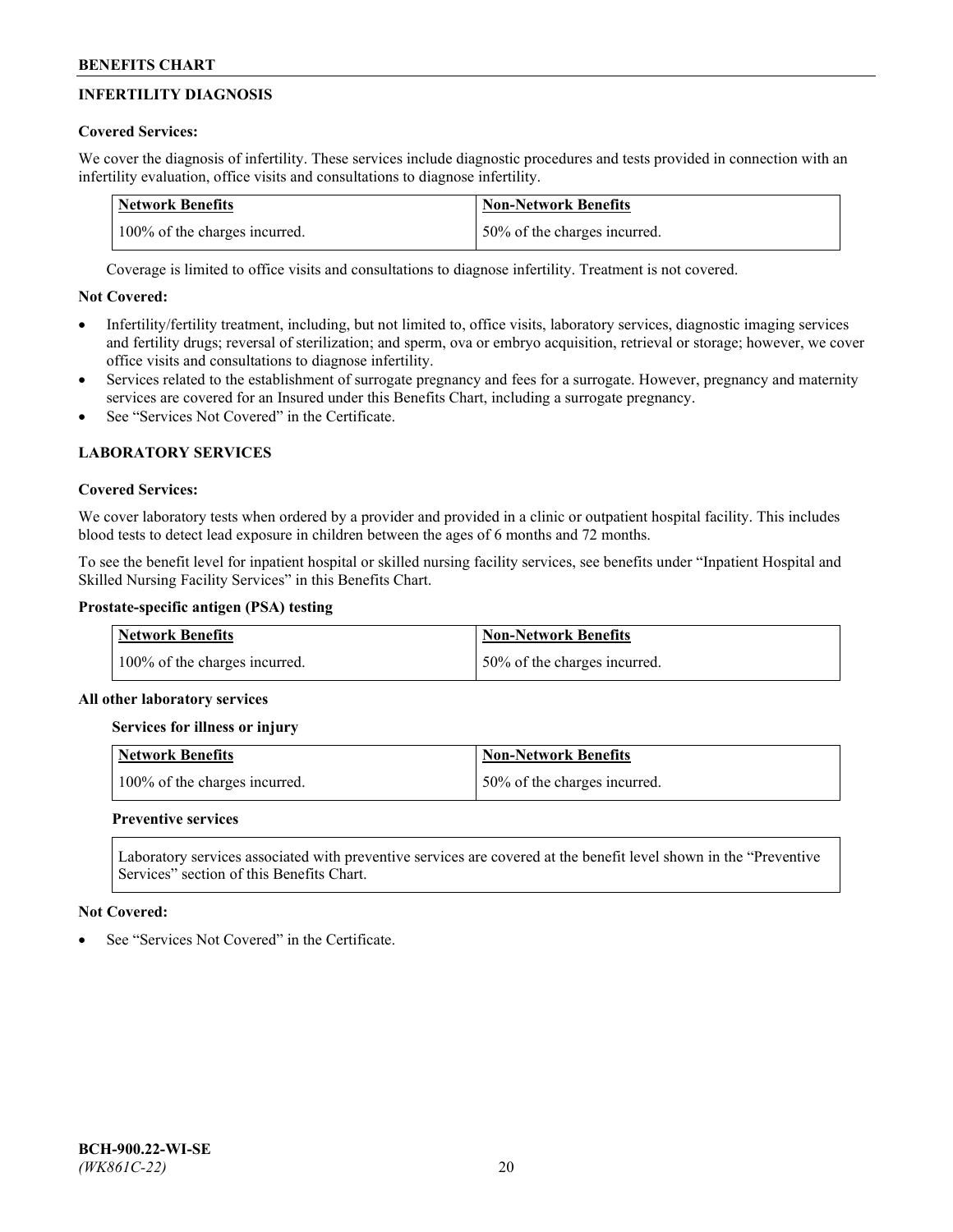## INFERTILITY DIAGNOSIS

**Covered Services:**

We cover the diagnosis of infertility. These services include diagnostic procedures and tests provided in connection with an infertility evaluation, office visits and consultations to diagnose infertility.

| Network Benefits | Non-Network Benefits |
| --- | --- |
| 100% of the charges incurred. | 50% of the charges incurred. |

Coverage is limited to office visits and consultations to diagnose infertility. Treatment is not covered.

**Not Covered:**

- Infertility/fertility treatment, including, but not limited to, office visits, laboratory services, diagnostic imaging services and fertility drugs; reversal of sterilization; and sperm, ova or embryo acquisition, retrieval or storage; however, we cover office visits and consultations to diagnose infertility.
- Services related to the establishment of surrogate pregnancy and fees for a surrogate. However, pregnancy and maternity services are covered for an Insured under this Benefits Chart, including a surrogate pregnancy.
- See "Services Not Covered" in the Certificate.

## LABORATORY SERVICES

**Covered Services:**

We cover laboratory tests when ordered by a provider and provided in a clinic or outpatient hospital facility. This includes blood tests to detect lead exposure in children between the ages of 6 months and 72 months.

To see the benefit level for inpatient hospital or skilled nursing facility services, see benefits under "Inpatient Hospital and Skilled Nursing Facility Services" in this Benefits Chart.

**Prostate-specific antigen (PSA) testing**

| Network Benefits | Non-Network Benefits |
| --- | --- |
| 100% of the charges incurred. | 50% of the charges incurred. |

**All other laboratory services**

**Services for illness or injury**

| Network Benefits | Non-Network Benefits |
| --- | --- |
| 100% of the charges incurred. | 50% of the charges incurred. |

**Preventive services**

Laboratory services associated with preventive services are covered at the benefit level shown in the "Preventive Services" section of this Benefits Chart.

**Not Covered:**

- See "Services Not Covered" in the Certificate.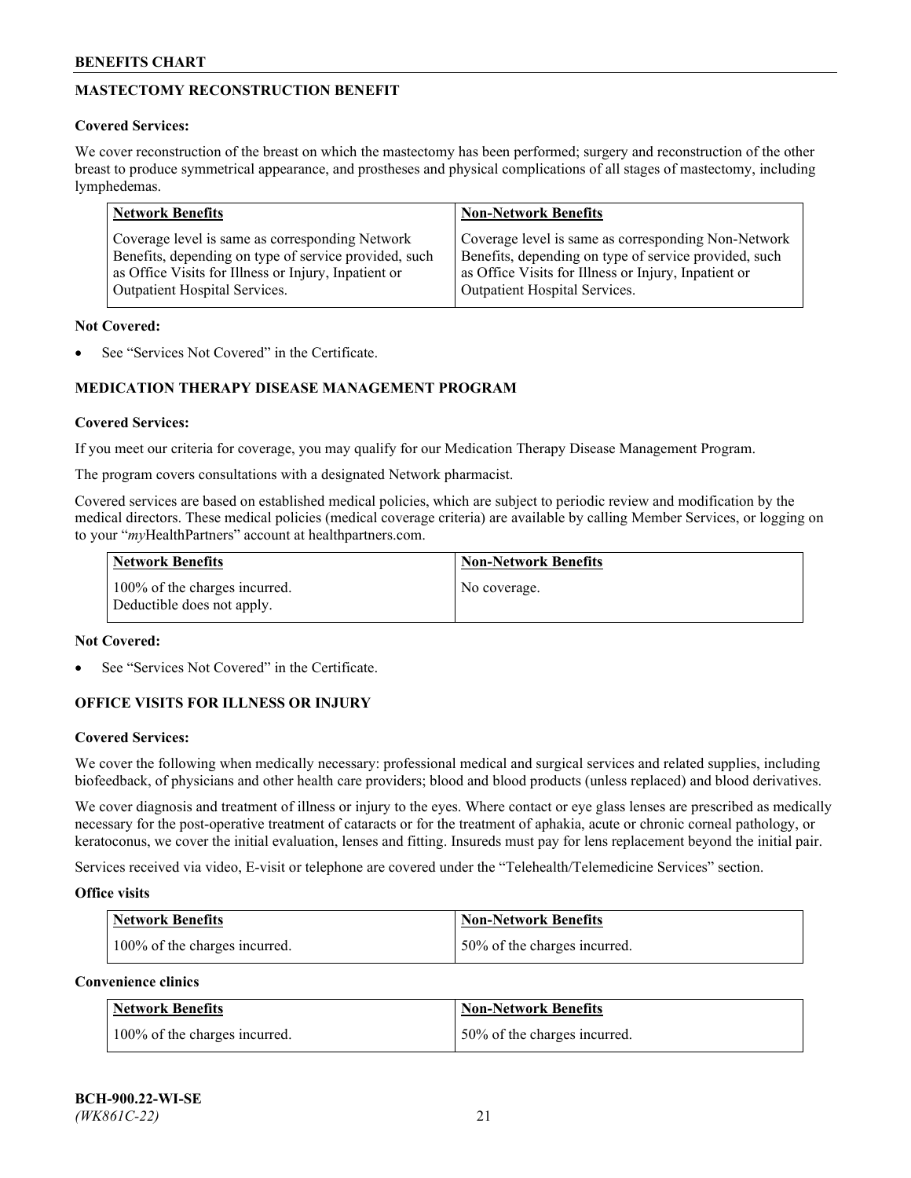## MASTECTOMY RECONSTRUCTION BENEFIT

**Covered Services:**

We cover reconstruction of the breast on which the mastectomy has been performed; surgery and reconstruction of the other breast to produce symmetrical appearance, and prostheses and physical complications of all stages of mastectomy, including lymphedemas.

| Network Benefits | Non-Network Benefits |
|---|---|
| Coverage level is same as corresponding Network Benefits, depending on type of service provided, such as Office Visits for Illness or Injury, Inpatient or Outpatient Hospital Services. | Coverage level is same as corresponding Non-Network Benefits, depending on type of service provided, such as Office Visits for Illness or Injury, Inpatient or Outpatient Hospital Services. |

**Not Covered:**

- See "Services Not Covered" in the Certificate.

## MEDICATION THERAPY DISEASE MANAGEMENT PROGRAM

**Covered Services:**

If you meet our criteria for coverage, you may qualify for our Medication Therapy Disease Management Program.

The program covers consultations with a designated Network pharmacist.

Covered services are based on established medical policies, which are subject to periodic review and modification by the medical directors. These medical policies (medical coverage criteria) are available by calling Member Services, or logging on to your "*my*HealthPartners" account at healthpartners.com.

| Network Benefits | Non-Network Benefits |
|---|---|
| 100% of the charges incurred. Deductible does not apply. | No coverage. |

**Not Covered:**

- See "Services Not Covered" in the Certificate.

## OFFICE VISITS FOR ILLNESS OR INJURY

**Covered Services:**

We cover the following when medically necessary: professional medical and surgical services and related supplies, including biofeedback, of physicians and other health care providers; blood and blood products (unless replaced) and blood derivatives.

We cover diagnosis and treatment of illness or injury to the eyes. Where contact or eye glass lenses are prescribed as medically necessary for the post-operative treatment of cataracts or for the treatment of aphakia, acute or chronic corneal pathology, or keratoconus, we cover the initial evaluation, lenses and fitting. Insureds must pay for lens replacement beyond the initial pair.

Services received via video, E-visit or telephone are covered under the "Telehealth/Telemedicine Services" section.

**Office visits**

| Network Benefits | Non-Network Benefits |
|---|---|
| 100% of the charges incurred. | 50% of the charges incurred. |

**Convenience clinics**

| Network Benefits | Non-Network Benefits |
|---|---|
| 100% of the charges incurred. | 50% of the charges incurred. |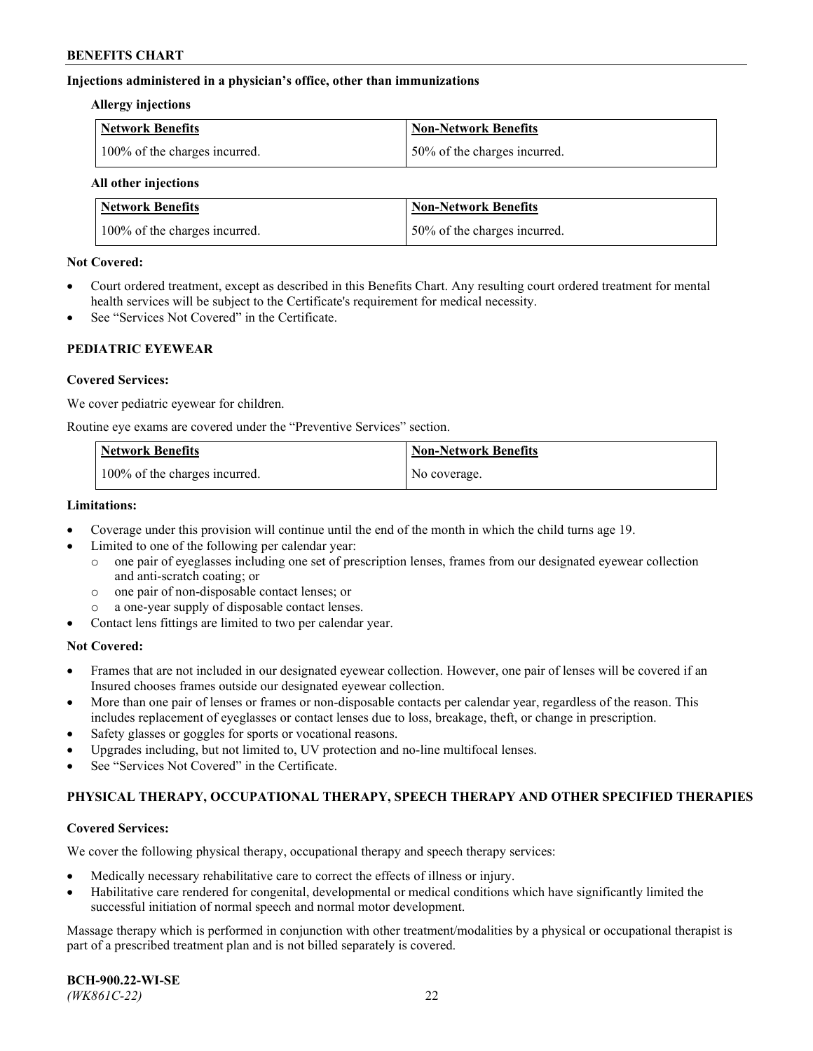**Injections administered in a physician's office, other than immunizations**

**Allergy injections**

| Network Benefits | Non-Network Benefits |
| --- | --- |
| 100% of the charges incurred. | 50% of the charges incurred. |

**All other injections**

| Network Benefits | Non-Network Benefits |
| --- | --- |
| 100% of the charges incurred. | 50% of the charges incurred. |

**Not Covered:**

- Court ordered treatment, except as described in this Benefits Chart. Any resulting court ordered treatment for mental health services will be subject to the Certificate's requirement for medical necessity.
- See "Services Not Covered" in the Certificate.

## PEDIATRIC EYEWEAR

**Covered Services:**

We cover pediatric eyewear for children.

Routine eye exams are covered under the "Preventive Services" section.

| Network Benefits | Non-Network Benefits |
| --- | --- |
| 100% of the charges incurred. | No coverage. |

**Limitations:**

- Coverage under this provision will continue until the end of the month in which the child turns age 19.
- Limited to one of the following per calendar year:
  - one pair of eyeglasses including one set of prescription lenses, frames from our designated eyewear collection and anti-scratch coating; or
  - one pair of non-disposable contact lenses; or
  - a one-year supply of disposable contact lenses.
- Contact lens fittings are limited to two per calendar year.

**Not Covered:**

- Frames that are not included in our designated eyewear collection. However, one pair of lenses will be covered if an Insured chooses frames outside our designated eyewear collection.
- More than one pair of lenses or frames or non-disposable contacts per calendar year, regardless of the reason. This includes replacement of eyeglasses or contact lenses due to loss, breakage, theft, or change in prescription.
- Safety glasses or goggles for sports or vocational reasons.
- Upgrades including, but not limited to, UV protection and no-line multifocal lenses.
- See "Services Not Covered" in the Certificate.

## PHYSICAL THERAPY, OCCUPATIONAL THERAPY, SPEECH THERAPY AND OTHER SPECIFIED THERAPIES

**Covered Services:**

We cover the following physical therapy, occupational therapy and speech therapy services:

- Medically necessary rehabilitative care to correct the effects of illness or injury.
- Habilitative care rendered for congenital, developmental or medical conditions which have significantly limited the successful initiation of normal speech and normal motor development.

Massage therapy which is performed in conjunction with other treatment/modalities by a physical or occupational therapist is part of a prescribed treatment plan and is not billed separately is covered.

**BCH-900.22-WI-SE**
*(WK861C-22)*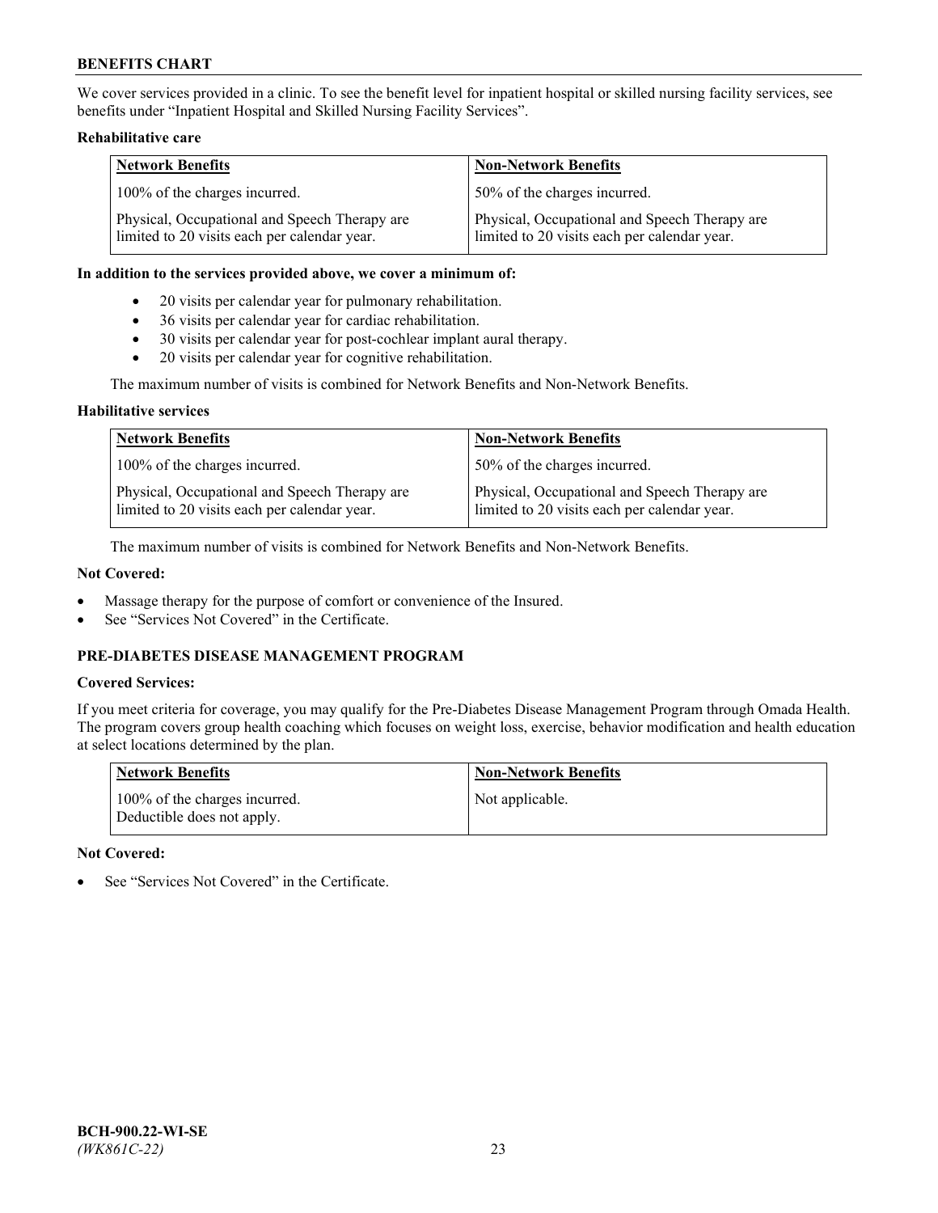We cover services provided in a clinic. To see the benefit level for inpatient hospital or skilled nursing facility services, see benefits under “Inpatient Hospital and Skilled Nursing Facility Services”.

**Rehabilitative care**

| Network Benefits | Non-Network Benefits |
| --- | --- |
| 100% of the charges incurred. | 50% of the charges incurred. |
| Physical, Occupational and Speech Therapy are limited to 20 visits each per calendar year. | Physical, Occupational and Speech Therapy are limited to 20 visits each per calendar year. |

**In addition to the services provided above, we cover a minimum of:**

- 20 visits per calendar year for pulmonary rehabilitation.
- 36 visits per calendar year for cardiac rehabilitation.
- 30 visits per calendar year for post-cochlear implant aural therapy.
- 20 visits per calendar year for cognitive rehabilitation.

The maximum number of visits is combined for Network Benefits and Non-Network Benefits.

**Habilitative services**

| Network Benefits | Non-Network Benefits |
| --- | --- |
| 100% of the charges incurred. | 50% of the charges incurred. |
| Physical, Occupational and Speech Therapy are limited to 20 visits each per calendar year. | Physical, Occupational and Speech Therapy are limited to 20 visits each per calendar year. |

The maximum number of visits is combined for Network Benefits and Non-Network Benefits.

**Not Covered:**

- Massage therapy for the purpose of comfort or convenience of the Insured.
- See “Services Not Covered” in the Certificate.

## PRE-DIABETES DISEASE MANAGEMENT PROGRAM

**Covered Services:**

If you meet criteria for coverage, you may qualify for the Pre-Diabetes Disease Management Program through Omada Health. The program covers group health coaching which focuses on weight loss, exercise, behavior modification and health education at select locations determined by the plan.

| Network Benefits | Non-Network Benefits |
| --- | --- |
| 100% of the charges incurred. Deductible does not apply. | Not applicable. |

**Not Covered:**

- See “Services Not Covered” in the Certificate.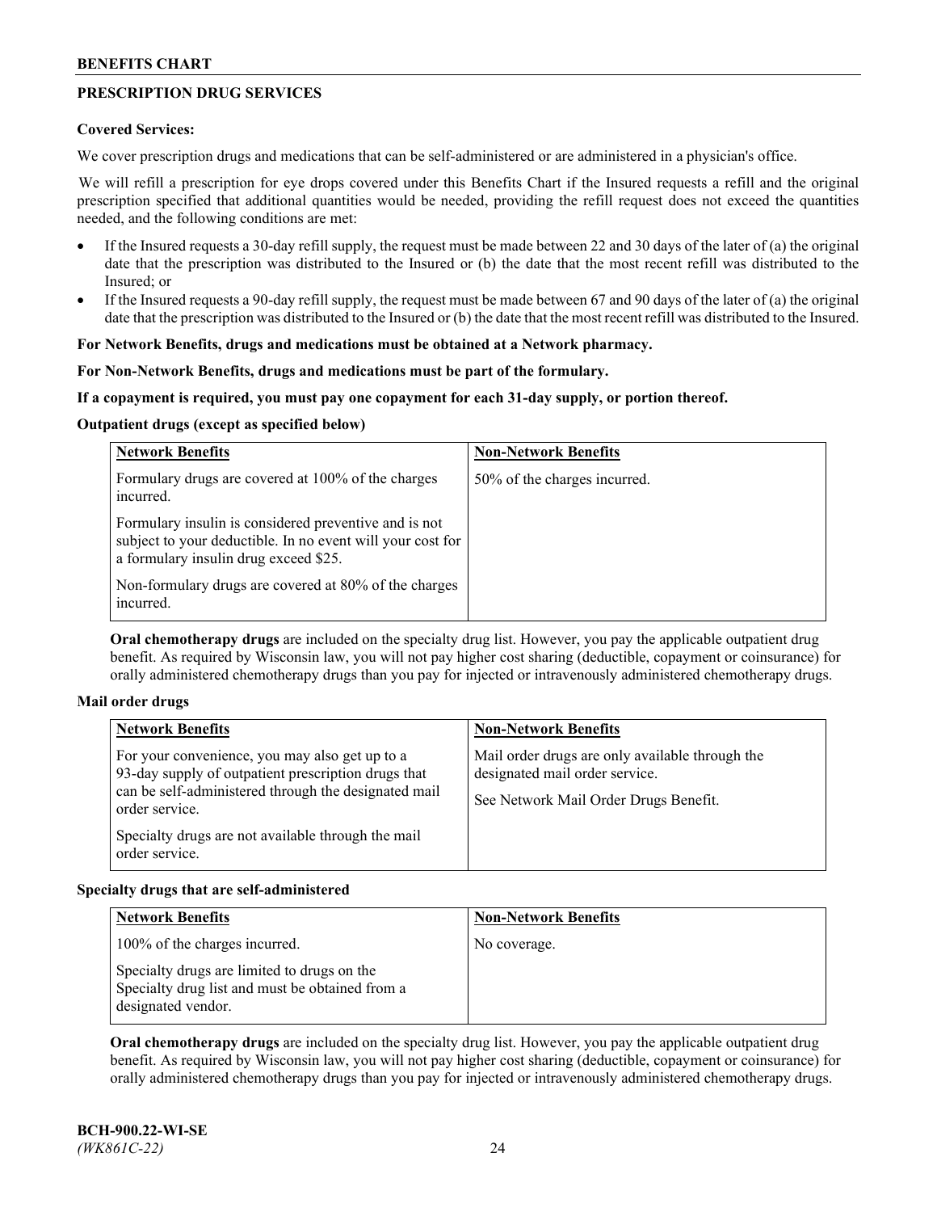## PRESCRIPTION DRUG SERVICES

**Covered Services:**

We cover prescription drugs and medications that can be self-administered or are administered in a physician's office.

We will refill a prescription for eye drops covered under this Benefits Chart if the Insured requests a refill and the original prescription specified that additional quantities would be needed, providing the refill request does not exceed the quantities needed, and the following conditions are met:

- If the Insured requests a 30-day refill supply, the request must be made between 22 and 30 days of the later of (a) the original date that the prescription was distributed to the Insured or (b) the date that the most recent refill was distributed to the Insured; or
- If the Insured requests a 90-day refill supply, the request must be made between 67 and 90 days of the later of (a) the original date that the prescription was distributed to the Insured or (b) the date that the most recent refill was distributed to the Insured.

**For Network Benefits, drugs and medications must be obtained at a Network pharmacy.**

**For Non-Network Benefits, drugs and medications must be part of the formulary.**

**If a copayment is required, you must pay one copayment for each 31-day supply, or portion thereof.**

**Outpatient drugs (except as specified below)**

| Network Benefits | Non-Network Benefits |
|---|---|
| Formulary drugs are covered at 100% of the charges incurred.<br><br>Formulary insulin is considered preventive and is not subject to your deductible. In no event will your cost for a formulary insulin drug exceed $25.<br><br>Non-formulary drugs are covered at 80% of the charges incurred. | 50% of the charges incurred. |

**Oral chemotherapy drugs** are included on the specialty drug list. However, you pay the applicable outpatient drug benefit. As required by Wisconsin law, you will not pay higher cost sharing (deductible, copayment or coinsurance) for orally administered chemotherapy drugs than you pay for injected or intravenously administered chemotherapy drugs.

**Mail order drugs**

| Network Benefits | Non-Network Benefits |
|---|---|
| For your convenience, you may also get up to a 93-day supply of outpatient prescription drugs that can be self-administered through the designated mail order service.<br><br>Specialty drugs are not available through the mail order service. | Mail order drugs are only available through the designated mail order service.<br><br>See Network Mail Order Drugs Benefit. |

**Specialty drugs that are self-administered**

| Network Benefits | Non-Network Benefits |
|---|---|
| 100% of the charges incurred.<br><br>Specialty drugs are limited to drugs on the Specialty drug list and must be obtained from a designated vendor. | No coverage. |

**Oral chemotherapy drugs** are included on the specialty drug list. However, you pay the applicable outpatient drug benefit. As required by Wisconsin law, you will not pay higher cost sharing (deductible, copayment or coinsurance) for orally administered chemotherapy drugs than you pay for injected or intravenously administered chemotherapy drugs.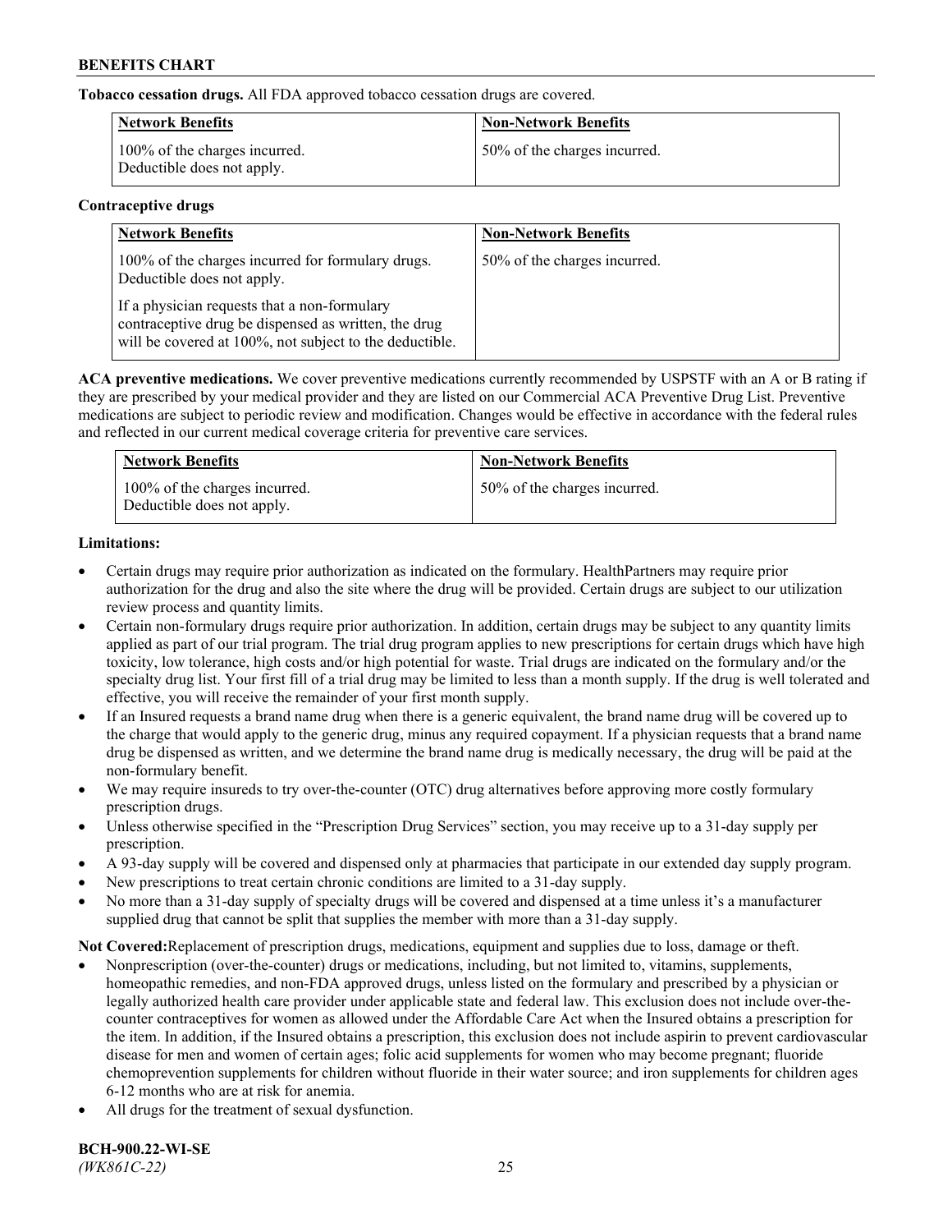**Tobacco cessation drugs.** All FDA approved tobacco cessation drugs are covered.

| Network Benefits | Non-Network Benefits |
|---|---|
| 100% of the charges incurred. Deductible does not apply. | 50% of the charges incurred. |

**Contraceptive drugs**

| Network Benefits | Non-Network Benefits |
|---|---|
| 100% of the charges incurred for formulary drugs. Deductible does not apply. If a physician requests that a non-formulary contraceptive drug be dispensed as written, the drug will be covered at 100%, not subject to the deductible. | 50% of the charges incurred. |

**ACA preventive medications.** We cover preventive medications currently recommended by USPSTF with an A or B rating if they are prescribed by your medical provider and they are listed on our Commercial ACA Preventive Drug List. Preventive medications are subject to periodic review and modification. Changes would be effective in accordance with the federal rules and reflected in our current medical coverage criteria for preventive care services.

| Network Benefits | Non-Network Benefits |
|---|---|
| 100% of the charges incurred. Deductible does not apply. | 50% of the charges incurred. |

**Limitations:**

- Certain drugs may require prior authorization as indicated on the formulary. HealthPartners may require prior authorization for the drug and also the site where the drug will be provided. Certain drugs are subject to our utilization review process and quantity limits.
- Certain non-formulary drugs require prior authorization. In addition, certain drugs may be subject to any quantity limits applied as part of our trial program. The trial drug program applies to new prescriptions for certain drugs which have high toxicity, low tolerance, high costs and/or high potential for waste. Trial drugs are indicated on the formulary and/or the specialty drug list. Your first fill of a trial drug may be limited to less than a month supply. If the drug is well tolerated and effective, you will receive the remainder of your first month supply.
- If an Insured requests a brand name drug when there is a generic equivalent, the brand name drug will be covered up to the charge that would apply to the generic drug, minus any required copayment. If a physician requests that a brand name drug be dispensed as written, and we determine the brand name drug is medically necessary, the drug will be paid at the non-formulary benefit.
- We may require insureds to try over-the-counter (OTC) drug alternatives before approving more costly formulary prescription drugs.
- Unless otherwise specified in the "Prescription Drug Services" section, you may receive up to a 31-day supply per prescription.
- A 93-day supply will be covered and dispensed only at pharmacies that participate in our extended day supply program.
- New prescriptions to treat certain chronic conditions are limited to a 31-day supply.
- No more than a 31-day supply of specialty drugs will be covered and dispensed at a time unless it's a manufacturer supplied drug that cannot be split that supplies the member with more than a 31-day supply.

**Not Covered:**Replacement of prescription drugs, medications, equipment and supplies due to loss, damage or theft.

- Nonprescription (over-the-counter) drugs or medications, including, but not limited to, vitamins, supplements, homeopathic remedies, and non-FDA approved drugs, unless listed on the formulary and prescribed by a physician or legally authorized health care provider under applicable state and federal law. This exclusion does not include over-the-counter contraceptives for women as allowed under the Affordable Care Act when the Insured obtains a prescription for the item. In addition, if the Insured obtains a prescription, this exclusion does not include aspirin to prevent cardiovascular disease for men and women of certain ages; folic acid supplements for women who may become pregnant; fluoride chemoprevention supplements for children without fluoride in their water source; and iron supplements for children ages 6-12 months who are at risk for anemia.
- All drugs for the treatment of sexual dysfunction.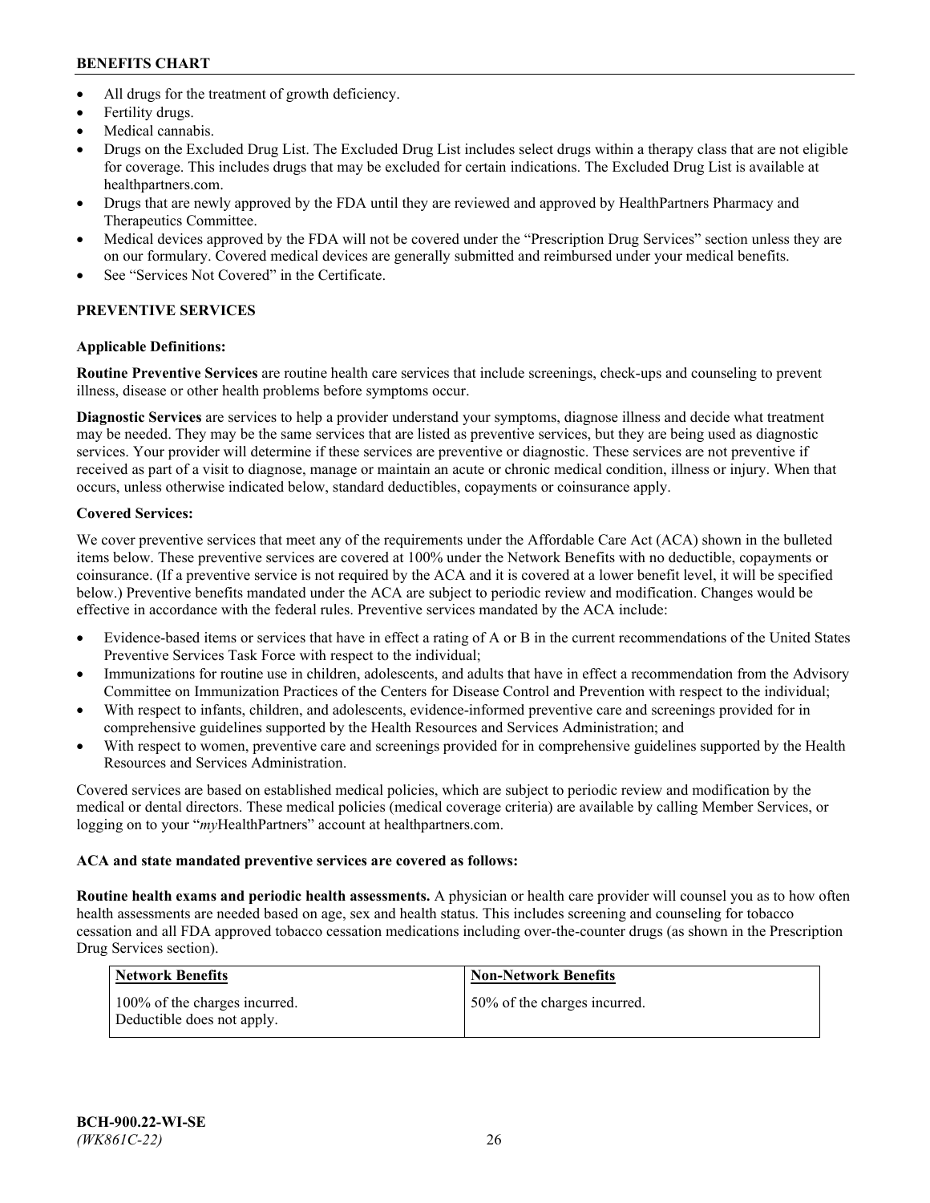- All drugs for the treatment of growth deficiency.
- Fertility drugs.
- Medical cannabis.
- Drugs on the Excluded Drug List. The Excluded Drug List includes select drugs within a therapy class that are not eligible for coverage. This includes drugs that may be excluded for certain indications. The Excluded Drug List is available at healthpartners.com.
- Drugs that are newly approved by the FDA until they are reviewed and approved by HealthPartners Pharmacy and Therapeutics Committee.
- Medical devices approved by the FDA will not be covered under the "Prescription Drug Services" section unless they are on our formulary. Covered medical devices are generally submitted and reimbursed under your medical benefits.
- See "Services Not Covered" in the Certificate.

## PREVENTIVE SERVICES

**Applicable Definitions:**

**Routine Preventive Services** are routine health care services that include screenings, check-ups and counseling to prevent illness, disease or other health problems before symptoms occur.

**Diagnostic Services** are services to help a provider understand your symptoms, diagnose illness and decide what treatment may be needed. They may be the same services that are listed as preventive services, but they are being used as diagnostic services. Your provider will determine if these services are preventive or diagnostic. These services are not preventive if received as part of a visit to diagnose, manage or maintain an acute or chronic medical condition, illness or injury. When that occurs, unless otherwise indicated below, standard deductibles, copayments or coinsurance apply.

**Covered Services:**

We cover preventive services that meet any of the requirements under the Affordable Care Act (ACA) shown in the bulleted items below. These preventive services are covered at 100% under the Network Benefits with no deductible, copayments or coinsurance. (If a preventive service is not required by the ACA and it is covered at a lower benefit level, it will be specified below.) Preventive benefits mandated under the ACA are subject to periodic review and modification. Changes would be effective in accordance with the federal rules. Preventive services mandated by the ACA include:

- Evidence-based items or services that have in effect a rating of A or B in the current recommendations of the United States Preventive Services Task Force with respect to the individual;
- Immunizations for routine use in children, adolescents, and adults that have in effect a recommendation from the Advisory Committee on Immunization Practices of the Centers for Disease Control and Prevention with respect to the individual;
- With respect to infants, children, and adolescents, evidence-informed preventive care and screenings provided for in comprehensive guidelines supported by the Health Resources and Services Administration; and
- With respect to women, preventive care and screenings provided for in comprehensive guidelines supported by the Health Resources and Services Administration.

Covered services are based on established medical policies, which are subject to periodic review and modification by the medical or dental directors. These medical policies (medical coverage criteria) are available by calling Member Services, or logging on to your "*my*HealthPartners" account at healthpartners.com.

**ACA and state mandated preventive services are covered as follows:**

**Routine health exams and periodic health assessments.** A physician or health care provider will counsel you as to how often health assessments are needed based on age, sex and health status. This includes screening and counseling for tobacco cessation and all FDA approved tobacco cessation medications including over-the-counter drugs (as shown in the Prescription Drug Services section).

| Network Benefits | Non-Network Benefits |
|---|---|
| 100% of the charges incurred. Deductible does not apply. | 50% of the charges incurred. |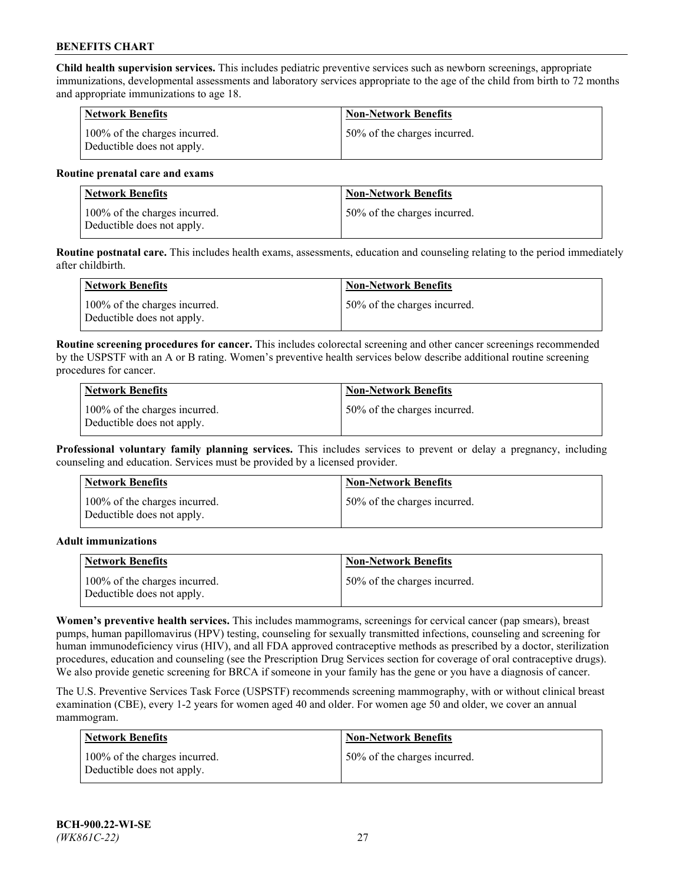**Child health supervision services.** This includes pediatric preventive services such as newborn screenings, appropriate immunizations, developmental assessments and laboratory services appropriate to the age of the child from birth to 72 months and appropriate immunizations to age 18.

| Network Benefits | Non-Network Benefits |
|---|---|
| 100% of the charges incurred. Deductible does not apply. | 50% of the charges incurred. |

**Routine prenatal care and exams**

| Network Benefits | Non-Network Benefits |
|---|---|
| 100% of the charges incurred. Deductible does not apply. | 50% of the charges incurred. |

**Routine postnatal care.** This includes health exams, assessments, education and counseling relating to the period immediately after childbirth.

| Network Benefits | Non-Network Benefits |
|---|---|
| 100% of the charges incurred. Deductible does not apply. | 50% of the charges incurred. |

**Routine screening procedures for cancer.** This includes colorectal screening and other cancer screenings recommended by the USPSTF with an A or B rating. Women's preventive health services below describe additional routine screening procedures for cancer.

| Network Benefits | Non-Network Benefits |
|---|---|
| 100% of the charges incurred. Deductible does not apply. | 50% of the charges incurred. |

**Professional voluntary family planning services.** This includes services to prevent or delay a pregnancy, including counseling and education. Services must be provided by a licensed provider.

| Network Benefits | Non-Network Benefits |
|---|---|
| 100% of the charges incurred. Deductible does not apply. | 50% of the charges incurred. |

**Adult immunizations**

| Network Benefits | Non-Network Benefits |
|---|---|
| 100% of the charges incurred. Deductible does not apply. | 50% of the charges incurred. |

**Women's preventive health services.** This includes mammograms, screenings for cervical cancer (pap smears), breast pumps, human papillomavirus (HPV) testing, counseling for sexually transmitted infections, counseling and screening for human immunodeficiency virus (HIV), and all FDA approved contraceptive methods as prescribed by a doctor, sterilization procedures, education and counseling (see the Prescription Drug Services section for coverage of oral contraceptive drugs). We also provide genetic screening for BRCA if someone in your family has the gene or you have a diagnosis of cancer.

The U.S. Preventive Services Task Force (USPSTF) recommends screening mammography, with or without clinical breast examination (CBE), every 1-2 years for women aged 40 and older. For women age 50 and older, we cover an annual mammogram.

| Network Benefits | Non-Network Benefits |
|---|---|
| 100% of the charges incurred. Deductible does not apply. | 50% of the charges incurred. |

**BCH-900.22-WI-SE**
*(WK861C-22)*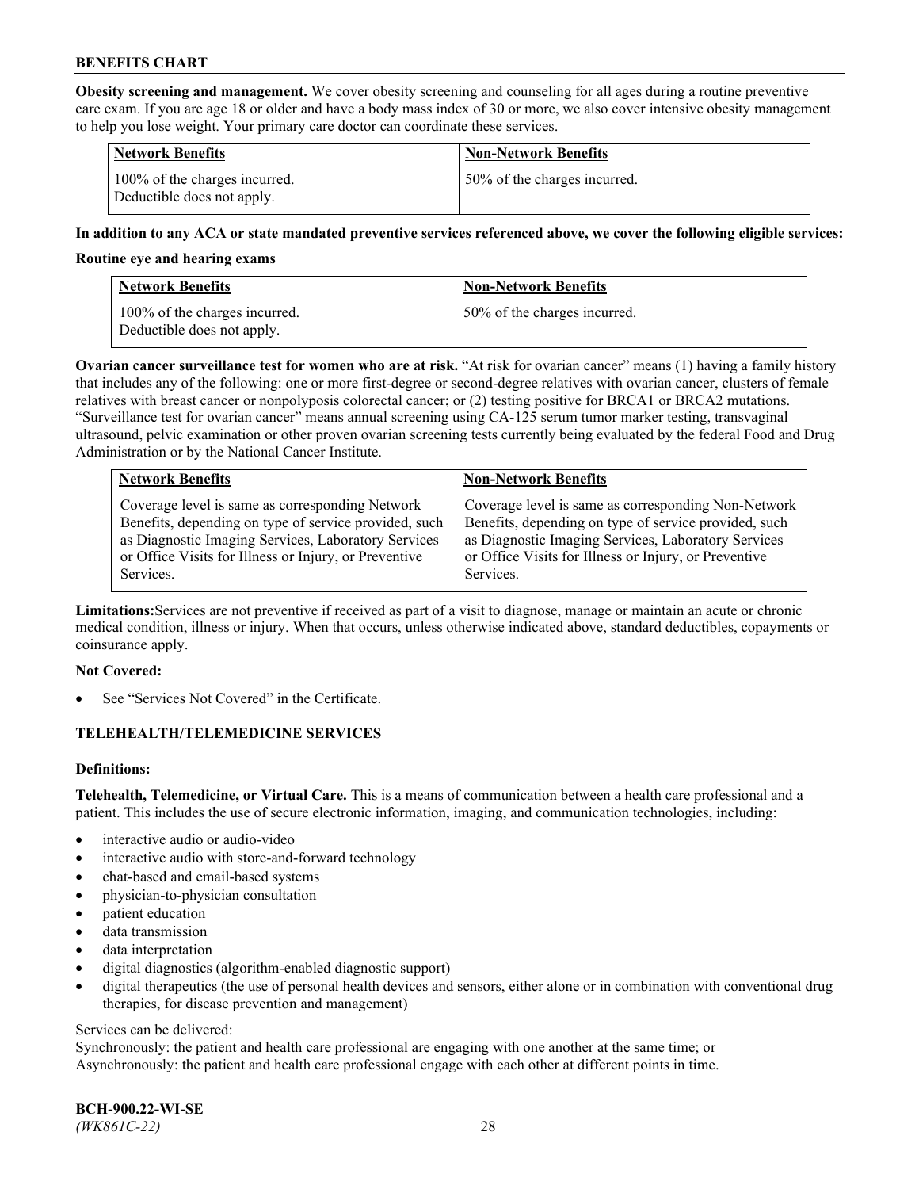**Obesity screening and management.** We cover obesity screening and counseling for all ages during a routine preventive care exam. If you are age 18 or older and have a body mass index of 30 or more, we also cover intensive obesity management to help you lose weight. Your primary care doctor can coordinate these services.

| Network Benefits | Non-Network Benefits |
| --- | --- |
| 100% of the charges incurred. Deductible does not apply. | 50% of the charges incurred. |

**In addition to any ACA or state mandated preventive services referenced above, we cover the following eligible services:**

**Routine eye and hearing exams**

| Network Benefits | Non-Network Benefits |
| --- | --- |
| 100% of the charges incurred. Deductible does not apply. | 50% of the charges incurred. |

**Ovarian cancer surveillance test for women who are at risk.** "At risk for ovarian cancer" means (1) having a family history that includes any of the following: one or more first-degree or second-degree relatives with ovarian cancer, clusters of female relatives with breast cancer or nonpolyposis colorectal cancer; or (2) testing positive for BRCA1 or BRCA2 mutations. "Surveillance test for ovarian cancer" means annual screening using CA-125 serum tumor marker testing, transvaginal ultrasound, pelvic examination or other proven ovarian screening tests currently being evaluated by the federal Food and Drug Administration or by the National Cancer Institute.

| Network Benefits | Non-Network Benefits |
| --- | --- |
| Coverage level is same as corresponding Network Benefits, depending on type of service provided, such as Diagnostic Imaging Services, Laboratory Services or Office Visits for Illness or Injury, or Preventive Services. | Coverage level is same as corresponding Non-Network Benefits, depending on type of service provided, such as Diagnostic Imaging Services, Laboratory Services or Office Visits for Illness or Injury, or Preventive Services. |

**Limitations:** Services are not preventive if received as part of a visit to diagnose, manage or maintain an acute or chronic medical condition, illness or injury. When that occurs, unless otherwise indicated above, standard deductibles, copayments or coinsurance apply.

**Not Covered:**

- See "Services Not Covered" in the Certificate.

## TELEHEALTH/TELEMEDICINE SERVICES

**Definitions:**

**Telehealth, Telemedicine, or Virtual Care.** This is a means of communication between a health care professional and a patient. This includes the use of secure electronic information, imaging, and communication technologies, including:

- interactive audio or audio-video
- interactive audio with store-and-forward technology
- chat-based and email-based systems
- physician-to-physician consultation
- patient education
- data transmission
- data interpretation
- digital diagnostics (algorithm-enabled diagnostic support)
- digital therapeutics (the use of personal health devices and sensors, either alone or in combination with conventional drug therapies, for disease prevention and management)

Services can be delivered:
Synchronously: the patient and health care professional are engaging with one another at the same time; or
Asynchronously: the patient and health care professional engage with each other at different points in time.

**BCH-900.22-WI-SE**
*(WK861C-22)*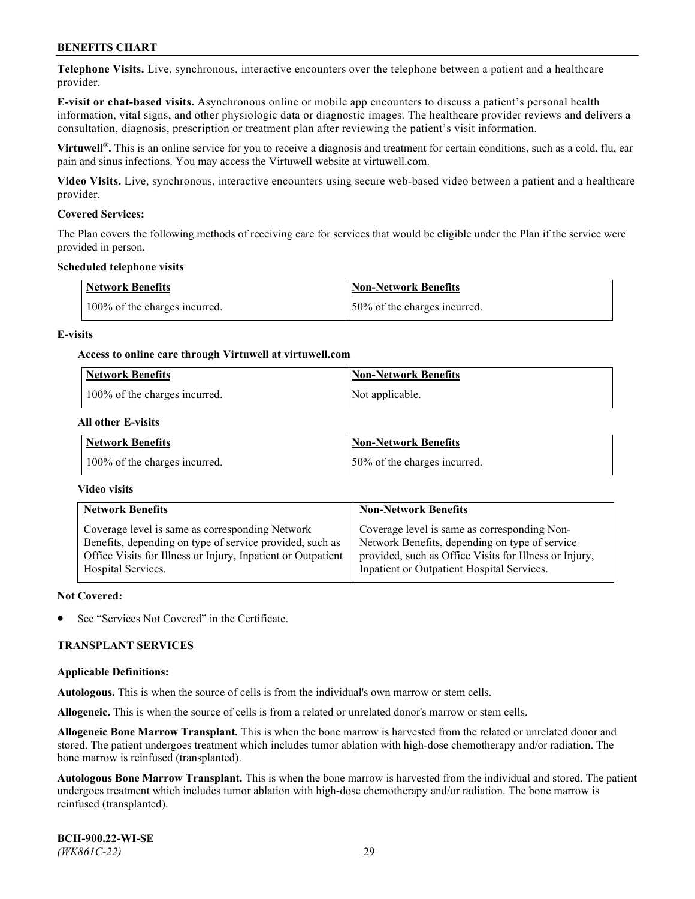**Telephone Visits.** Live, synchronous, interactive encounters over the telephone between a patient and a healthcare provider.

**E-visit or chat-based visits.** Asynchronous online or mobile app encounters to discuss a patient's personal health information, vital signs, and other physiologic data or diagnostic images. The healthcare provider reviews and delivers a consultation, diagnosis, prescription or treatment plan after reviewing the patient's visit information.

**Virtuwell®.** This is an online service for you to receive a diagnosis and treatment for certain conditions, such as a cold, flu, ear pain and sinus infections. You may access the Virtuwell website at virtuwell.com.

**Video Visits.** Live, synchronous, interactive encounters using secure web-based video between a patient and a healthcare provider.

**Covered Services:**

The Plan covers the following methods of receiving care for services that would be eligible under the Plan if the service were provided in person.

**Scheduled telephone visits**

| Network Benefits | Non-Network Benefits |
| --- | --- |
| 100% of the charges incurred. | 50% of the charges incurred. |

**E-visits**

**Access to online care through Virtuwell at virtuwell.com**

| Network Benefits | Non-Network Benefits |
| --- | --- |
| 100% of the charges incurred. | Not applicable. |

**All other E-visits**

| Network Benefits | Non-Network Benefits |
| --- | --- |
| 100% of the charges incurred. | 50% of the charges incurred. |

**Video visits**

| Network Benefits | Non-Network Benefits |
| --- | --- |
| Coverage level is same as corresponding Network Benefits, depending on type of service provided, such as Office Visits for Illness or Injury, Inpatient or Outpatient Hospital Services. | Coverage level is same as corresponding Non-Network Benefits, depending on type of service provided, such as Office Visits for Illness or Injury, Inpatient or Outpatient Hospital Services. |

**Not Covered:**

- See "Services Not Covered" in the Certificate.

**TRANSPLANT SERVICES**

**Applicable Definitions:**

**Autologous.** This is when the source of cells is from the individual's own marrow or stem cells.

**Allogeneic.** This is when the source of cells is from a related or unrelated donor's marrow or stem cells.

**Allogeneic Bone Marrow Transplant.** This is when the bone marrow is harvested from the related or unrelated donor and stored. The patient undergoes treatment which includes tumor ablation with high-dose chemotherapy and/or radiation. The bone marrow is reinfused (transplanted).

**Autologous Bone Marrow Transplant.** This is when the bone marrow is harvested from the individual and stored. The patient undergoes treatment which includes tumor ablation with high-dose chemotherapy and/or radiation. The bone marrow is reinfused (transplanted).

**BCH-900.22-WI-SE**
*(WK861C-22)*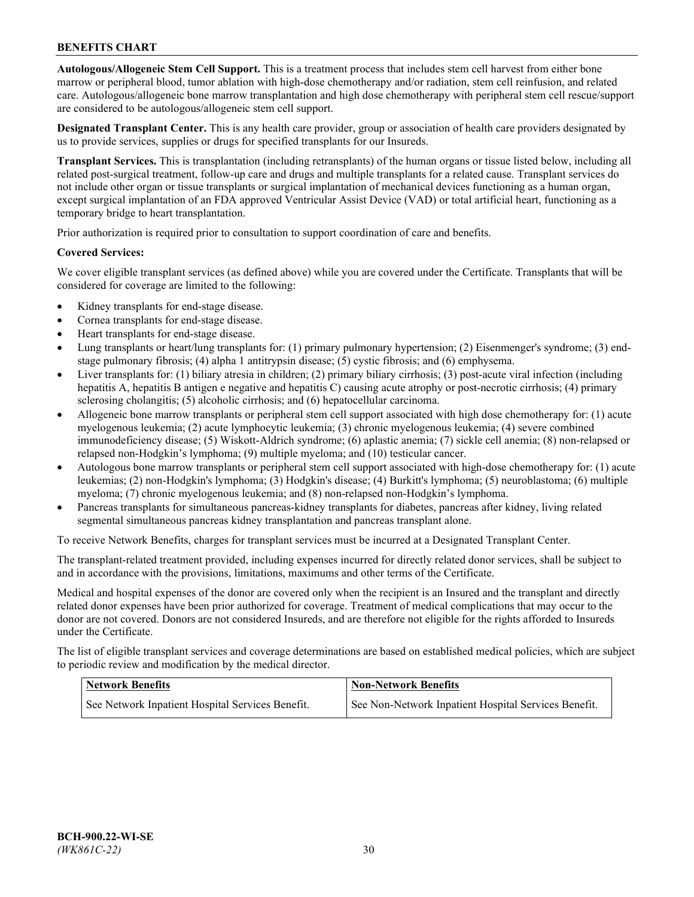**Autologous/Allogeneic Stem Cell Support.** This is a treatment process that includes stem cell harvest from either bone marrow or peripheral blood, tumor ablation with high-dose chemotherapy and/or radiation, stem cell reinfusion, and related care. Autologous/allogeneic bone marrow transplantation and high dose chemotherapy with peripheral stem cell rescue/support are considered to be autologous/allogeneic stem cell support.

**Designated Transplant Center.** This is any health care provider, group or association of health care providers designated by us to provide services, supplies or drugs for specified transplants for our Insureds.

**Transplant Services.** This is transplantation (including retransplants) of the human organs or tissue listed below, including all related post-surgical treatment, follow-up care and drugs and multiple transplants for a related cause. Transplant services do not include other organ or tissue transplants or surgical implantation of mechanical devices functioning as a human organ, except surgical implantation of an FDA approved Ventricular Assist Device (VAD) or total artificial heart, functioning as a temporary bridge to heart transplantation.

Prior authorization is required prior to consultation to support coordination of care and benefits.

**Covered Services:**

We cover eligible transplant services (as defined above) while you are covered under the Certificate. Transplants that will be considered for coverage are limited to the following:

- Kidney transplants for end-stage disease.
- Cornea transplants for end-stage disease.
- Heart transplants for end-stage disease.
- Lung transplants or heart/lung transplants for: (1) primary pulmonary hypertension; (2) Eisenmenger's syndrome; (3) end-stage pulmonary fibrosis; (4) alpha 1 antitrypsin disease; (5) cystic fibrosis; and (6) emphysema.
- Liver transplants for: (1) biliary atresia in children; (2) primary biliary cirrhosis; (3) post-acute viral infection (including hepatitis A, hepatitis B antigen e negative and hepatitis C) causing acute atrophy or post-necrotic cirrhosis; (4) primary sclerosing cholangitis; (5) alcoholic cirrhosis; and (6) hepatocellular carcinoma.
- Allogeneic bone marrow transplants or peripheral stem cell support associated with high dose chemotherapy for: (1) acute myelogenous leukemia; (2) acute lymphocytic leukemia; (3) chronic myelogenous leukemia; (4) severe combined immunodeficiency disease; (5) Wiskott-Aldrich syndrome; (6) aplastic anemia; (7) sickle cell anemia; (8) non-relapsed or relapsed non-Hodgkin's lymphoma; (9) multiple myeloma; and (10) testicular cancer.
- Autologous bone marrow transplants or peripheral stem cell support associated with high-dose chemotherapy for: (1) acute leukemias; (2) non-Hodgkin's lymphoma; (3) Hodgkin's disease; (4) Burkitt's lymphoma; (5) neuroblastoma; (6) multiple myeloma; (7) chronic myelogenous leukemia; and (8) non-relapsed non-Hodgkin's lymphoma.
- Pancreas transplants for simultaneous pancreas-kidney transplants for diabetes, pancreas after kidney, living related segmental simultaneous pancreas kidney transplantation and pancreas transplant alone.

To receive Network Benefits, charges for transplant services must be incurred at a Designated Transplant Center.

The transplant-related treatment provided, including expenses incurred for directly related donor services, shall be subject to and in accordance with the provisions, limitations, maximums and other terms of the Certificate.

Medical and hospital expenses of the donor are covered only when the recipient is an Insured and the transplant and directly related donor expenses have been prior authorized for coverage. Treatment of medical complications that may occur to the donor are not covered. Donors are not considered Insureds, and are therefore not eligible for the rights afforded to Insureds under the Certificate.

The list of eligible transplant services and coverage determinations are based on established medical policies, which are subject to periodic review and modification by the medical director.

| Network Benefits | Non-Network Benefits |
| --- | --- |
| See Network Inpatient Hospital Services Benefit. | See Non-Network Inpatient Hospital Services Benefit. |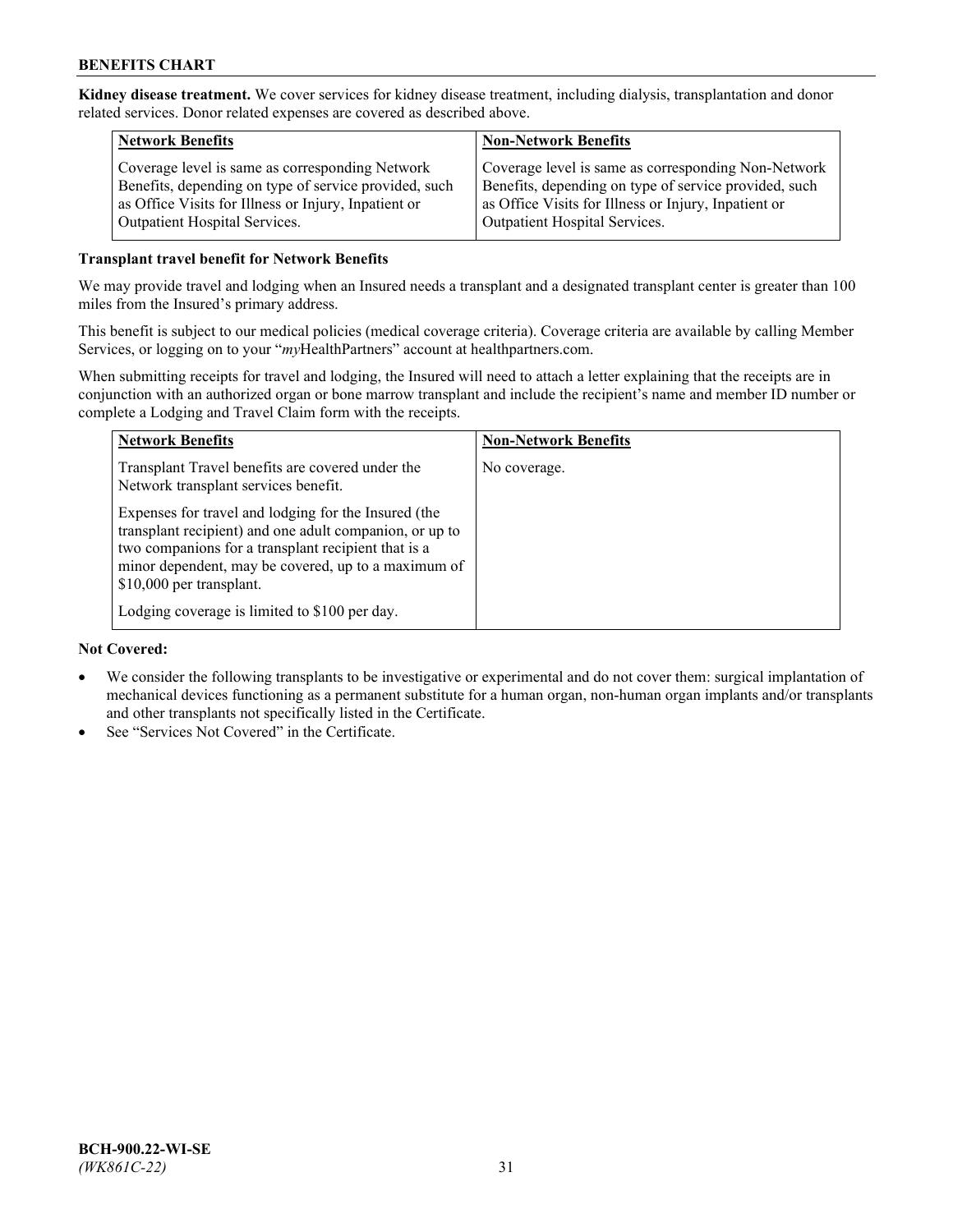**Kidney disease treatment.** We cover services for kidney disease treatment, including dialysis, transplantation and donor related services. Donor related expenses are covered as described above.

| Network Benefits | Non-Network Benefits |
|---|---|
| Coverage level is same as corresponding Network Benefits, depending on type of service provided, such as Office Visits for Illness or Injury, Inpatient or Outpatient Hospital Services. | Coverage level is same as corresponding Non-Network Benefits, depending on type of service provided, such as Office Visits for Illness or Injury, Inpatient or Outpatient Hospital Services. |

**Transplant travel benefit for Network Benefits**

We may provide travel and lodging when an Insured needs a transplant and a designated transplant center is greater than 100 miles from the Insured's primary address.

This benefit is subject to our medical policies (medical coverage criteria). Coverage criteria are available by calling Member Services, or logging on to your "*my*HealthPartners" account at healthpartners.com.

When submitting receipts for travel and lodging, the Insured will need to attach a letter explaining that the receipts are in conjunction with an authorized organ or bone marrow transplant and include the recipient's name and member ID number or complete a Lodging and Travel Claim form with the receipts.

| Network Benefits | Non-Network Benefits |
|---|---|
| Transplant Travel benefits are covered under the Network transplant services benefit.<br><br>Expenses for travel and lodging for the Insured (the transplant recipient) and one adult companion, or up to two companions for a transplant recipient that is a minor dependent, may be covered, up to a maximum of $10,000 per transplant.<br><br>Lodging coverage is limited to $100 per day. | No coverage. |

**Not Covered:**

- We consider the following transplants to be investigative or experimental and do not cover them: surgical implantation of mechanical devices functioning as a permanent substitute for a human organ, non-human organ implants and/or transplants and other transplants not specifically listed in the Certificate.
- See "Services Not Covered" in the Certificate.